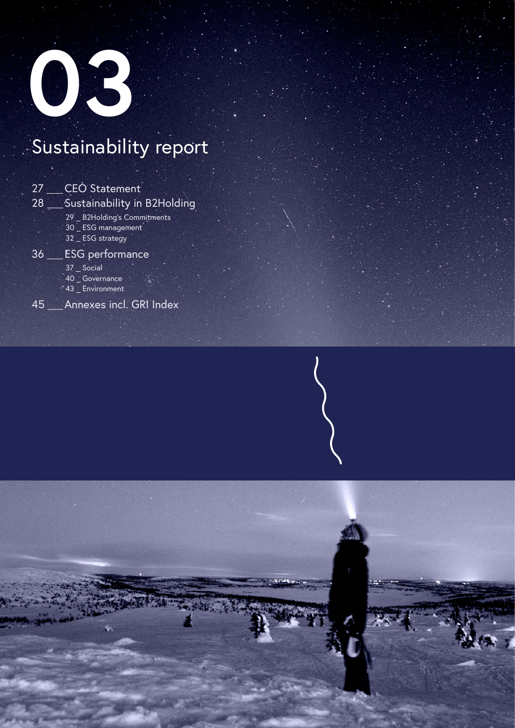# 03

## Sustainability report

27 ___ CEO Statement

28 ___ Sustainability in B2Holding

- 29 _ B2Holding's Commitments
- 30 _ ESG management
- 32 _ ESG strategy

36 ___ ESG performance

- 37 _ Social
- 40 _ Governance
- 43 _ Environment

45 ___ Annexes incl. GRI Index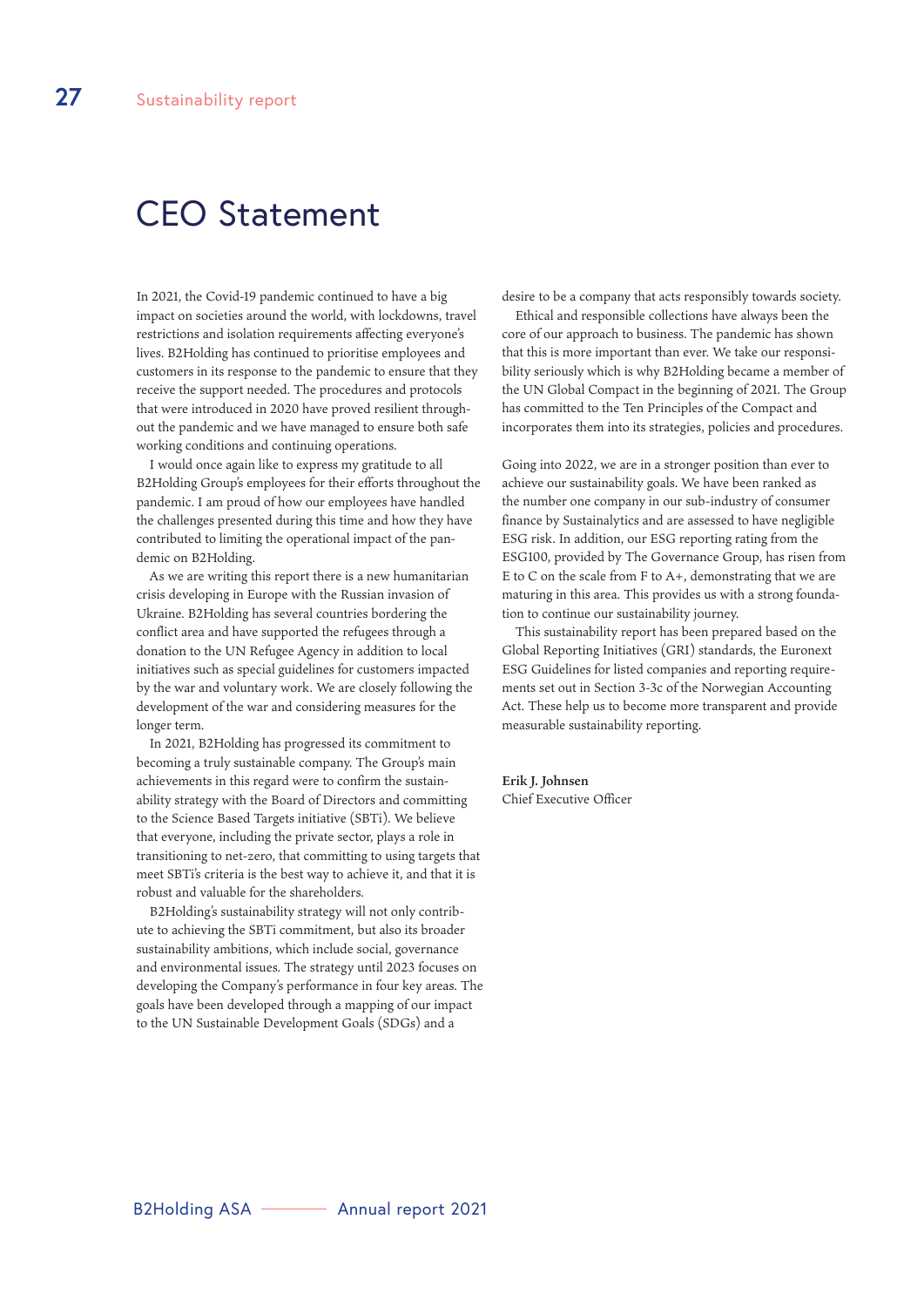# CEO Statement

In 2021, the Covid-19 pandemic continued to have a big impact on societies around the world, with lockdowns, travel restrictions and isolation requirements affecting everyone's lives. B2Holding has continued to prioritise employees and customers in its response to the pandemic to ensure that they receive the support needed. The procedures and protocols that were introduced in 2020 have proved resilient throughout the pandemic and we have managed to ensure both safe working conditions and continuing operations.

I would once again like to express my gratitude to all B2Holding Group's employees for their efforts throughout the pandemic. I am proud of how our employees have handled the challenges presented during this time and how they have contributed to limiting the operational impact of the pandemic on B2Holding.

As we are writing this report there is a new humanitarian crisis developing in Europe with the Russian invasion of Ukraine. B2Holding has several countries bordering the conflict area and have supported the refugees through a donation to the UN Refugee Agency in addition to local initiatives such as special guidelines for customers impacted by the war and voluntary work. We are closely following the development of the war and considering measures for the longer term.

In 2021, B2Holding has progressed its commitment to becoming a truly sustainable company. The Group's main achievements in this regard were to confirm the sustainability strategy with the Board of Directors and committing to the Science Based Targets initiative (SBTi). We believe that everyone, including the private sector, plays a role in transitioning to net-zero, that committing to using targets that meet SBTi's criteria is the best way to achieve it, and that it is robust and valuable for the shareholders.

B2Holding's sustainability strategy will not only contribute to achieving the SBTi commitment, but also its broader sustainability ambitions, which include social, governance and environmental issues. The strategy until 2023 focuses on developing the Company's performance in four key areas. The goals have been developed through a mapping of our impact to the UN Sustainable Development Goals (SDGs) and a desire to be a company that acts responsibly towards society.

Ethical and responsible collections have always been the core of our approach to business. The pandemic has shown that this is more important than ever. We take our responsibility seriously which is why B2Holding became a member of the UN Global Compact in the beginning of 2021. The Group has committed to the Ten Principles of the Compact and incorporates them into its strategies, policies and procedures.

Going into 2022, we are in a stronger position than ever to achieve our sustainability goals. We have been ranked as the number one company in our sub-industry of consumer finance by Sustainalytics and are assessed to have negligible ESG risk. In addition, our ESG reporting rating from the ESG100, provided by The Governance Group, has risen from E to C on the scale from F to A+, demonstrating that we are maturing in this area. This provides us with a strong foundation to continue our sustainability journey.

This sustainability report has been prepared based on the Global Reporting Initiatives (GRI) standards, the Euronext ESG Guidelines for listed companies and reporting requirements set out in Section 3-3c of the Norwegian Accounting Act. These help us to become more transparent and provide measurable sustainability reporting.

**Erik J. Johnsen**
Chief Executive Officer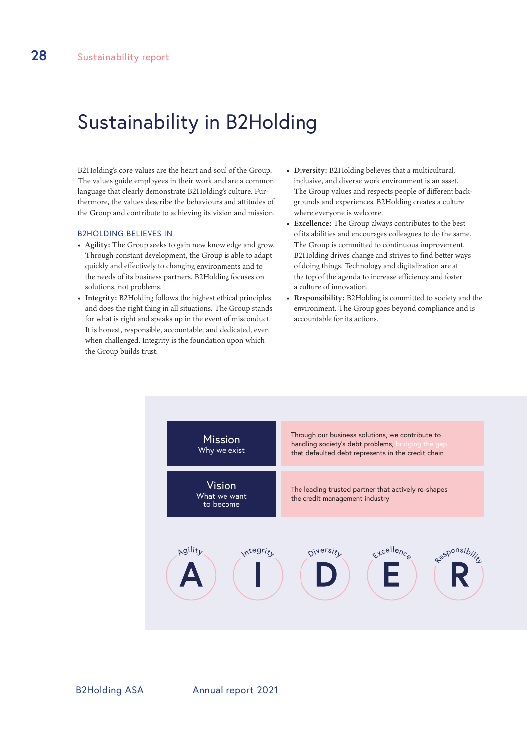# Sustainability in B2Holding

B2Holding's core values are the heart and soul of the Group. The values guide employees in their work and are a common language that clearly demonstrate B2Holding's culture. Furthermore, the values describe the behaviours and attitudes of the Group and contribute to achieving its vision and mission.

### B2HOLDING BELIEVES IN

- **Agility:** The Group seeks to gain new knowledge and grow. Through constant development, the Group is able to adapt quickly and effectively to changing environments and to the needs of its business partners. B2Holding focuses on solutions, not problems.
- **Integrity:** B2Holding follows the highest ethical principles and does the right thing in all situations. The Group stands for what is right and speaks up in the event of misconduct. It is honest, responsible, accountable, and dedicated, even when challenged. Integrity is the foundation upon which the Group builds trust.
- **Diversity:** B2Holding believes that a multicultural, inclusive, and diverse work environment is an asset. The Group values and respects people of different backgrounds and experiences. B2Holding creates a culture where everyone is welcome.
- **Excellence:** The Group always contributes to the best of its abilities and encourages colleagues to do the same. The Group is committed to continuous improvement. B2Holding drives change and strives to find better ways of doing things. Technology and digitalization are at the top of the agenda to increase efficiency and foster a culture of innovation.
- **Responsibility:** B2Holding is committed to society and the environment. The Group goes beyond compliance and is accountable for its actions.

| | |
|---|---|
| **Mission**<br>Why we exist | Through our business solutions, we contribute to handling society's debt problems, bridging the gap that defaulted debt represents in the credit chain |
| **Vision**<br>What we want to become | The leading trusted partner that actively re-shapes the credit management industry |

**A** – Agility  **I** – Integrity  **D** – Diversity  **E** – Excellence  **R** – Responsibility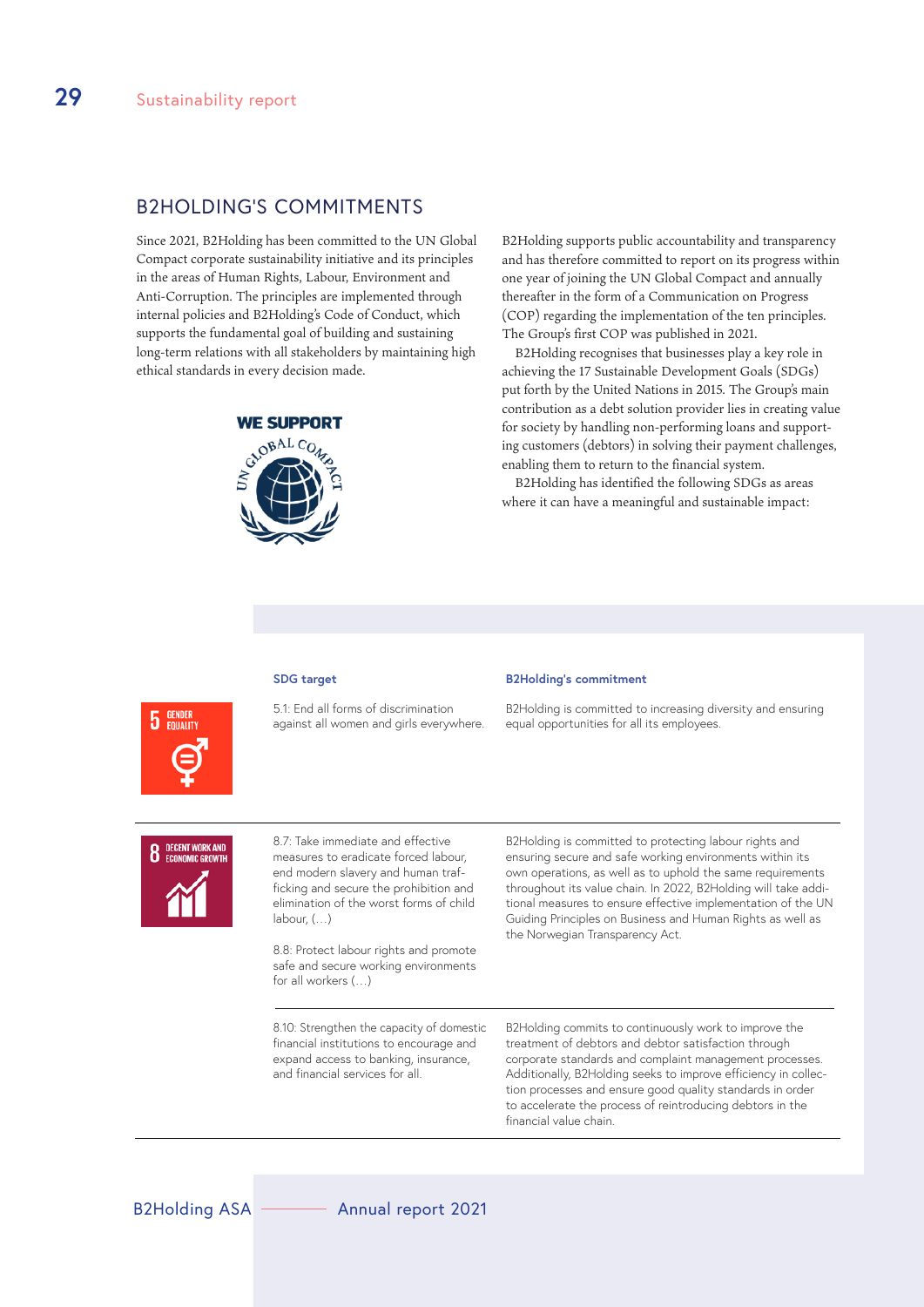## B2HOLDING'S COMMITMENTS

Since 2021, B2Holding has been committed to the UN Global Compact corporate sustainability initiative and its principles in the areas of Human Rights, Labour, Environment and Anti-Corruption. The principles are implemented through internal policies and B2Holding's Code of Conduct, which supports the fundamental goal of building and sustaining long-term relations with all stakeholders by maintaining high ethical standards in every decision made.

WE SUPPORT UN GLOBAL COMPACT

B2Holding supports public accountability and transparency and has therefore committed to report on its progress within one year of joining the UN Global Compact and annually thereafter in the form of a Communication on Progress (COP) regarding the implementation of the ten principles. The Group's first COP was published in 2021.

B2Holding recognises that businesses play a key role in achieving the 17 Sustainable Development Goals (SDGs) put forth by the United Nations in 2015. The Group's main contribution as a debt solution provider lies in creating value for society by handling non-performing loans and supporting customers (debtors) in solving their payment challenges, enabling them to return to the financial system.

B2Holding has identified the following SDGs as areas where it can have a meaningful and sustainable impact:

| | SDG target | B2Holding's commitment |
|---|---|---|
| 5 GENDER EQUALITY | 5.1: End all forms of discrimination against all women and girls everywhere. | B2Holding is committed to increasing diversity and ensuring equal opportunities for all its employees. |
| 8 DECENT WORK AND ECONOMIC GROWTH | 8.7: Take immediate and effective measures to eradicate forced labour, end modern slavery and human trafficking and secure the prohibition and elimination of the worst forms of child labour, (…)<br><br>8.8: Protect labour rights and promote safe and secure working environments for all workers (…) | B2Holding is committed to protecting labour rights and ensuring secure and safe working environments within its own operations, as well as to uphold the same requirements throughout its value chain. In 2022, B2Holding will take additional measures to ensure effective implementation of the UN Guiding Principles on Business and Human Rights as well as the Norwegian Transparency Act. |
| | 8.10: Strengthen the capacity of domestic financial institutions to encourage and expand access to banking, insurance, and financial services for all. | B2Holding commits to continuously work to improve the treatment of debtors and debtor satisfaction through corporate standards and complaint management processes. Additionally, B2Holding seeks to improve efficiency in collection processes and ensure good quality standards in order to accelerate the process of reintroducing debtors in the financial value chain. |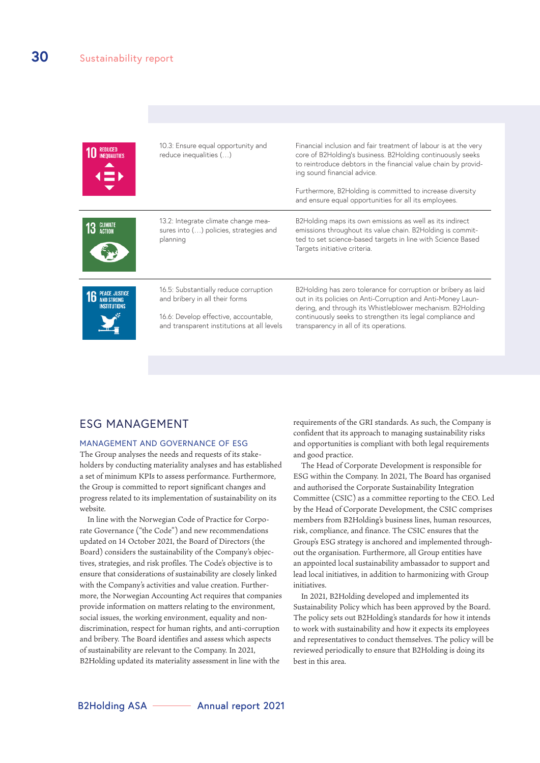| SDG | Target | B2Holding contribution |
|---|---|---|
| 10 REDUCED INEQUALITIES | 10.3: Ensure equal opportunity and reduce inequalities (…) | Financial inclusion and fair treatment of labour is at the very core of B2Holding's business. B2Holding continuously seeks to reintroduce debtors in the financial value chain by providing sound financial advice.<br><br>Furthermore, B2Holding is committed to increase diversity and ensure equal opportunities for all its employees. |
| 13 CLIMATE ACTION | 13.2: Integrate climate change measures into (…) policies, strategies and planning | B2Holding maps its own emissions as well as its indirect emissions throughout its value chain. B2Holding is committed to set science-based targets in line with Science Based Targets initiative criteria. |
| 16 PEACE, JUSTICE AND STRONG INSTITUTIONS | 16.5: Substantially reduce corruption and bribery in all their forms<br><br>16.6: Develop effective, accountable, and transparent institutions at all levels | B2Holding has zero tolerance for corruption or bribery as laid out in its policies on Anti-Corruption and Anti-Money Laundering, and through its Whistleblower mechanism. B2Holding continuously seeks to strengthen its legal compliance and transparency in all of its operations. |

## ESG MANAGEMENT

### MANAGEMENT AND GOVERNANCE OF ESG

The Group analyses the needs and requests of its stakeholders by conducting materiality analyses and has established a set of minimum KPIs to assess performance. Furthermore, the Group is committed to report significant changes and progress related to its implementation of sustainability on its website.

In line with the Norwegian Code of Practice for Corporate Governance ("the Code") and new recommendations updated on 14 October 2021, the Board of Directors (the Board) considers the sustainability of the Company's objectives, strategies, and risk profiles. The Code's objective is to ensure that considerations of sustainability are closely linked with the Company's activities and value creation. Furthermore, the Norwegian Accounting Act requires that companies provide information on matters relating to the environment, social issues, the working environment, equality and non-discrimination, respect for human rights, and anti-corruption and bribery. The Board identifies and assess which aspects of sustainability are relevant to the Company. In 2021, B2Holding updated its materiality assessment in line with the requirements of the GRI standards. As such, the Company is confident that its approach to managing sustainability risks and opportunities is compliant with both legal requirements and good practice.

The Head of Corporate Development is responsible for ESG within the Company. In 2021, The Board has organised and authorised the Corporate Sustainability Integration Committee (CSIC) as a committee reporting to the CEO. Led by the Head of Corporate Development, the CSIC comprises members from B2Holding's business lines, human resources, risk, compliance, and finance. The CSIC ensures that the Group's ESG strategy is anchored and implemented throughout the organisation. Furthermore, all Group entities have an appointed local sustainability ambassador to support and lead local initiatives, in addition to harmonizing with Group initiatives.

In 2021, B2Holding developed and implemented its Sustainability Policy which has been approved by the Board. The policy sets out B2Holding's standards for how it intends to work with sustainability and how it expects its employees and representatives to conduct themselves. The policy will be reviewed periodically to ensure that B2Holding is doing its best in this area.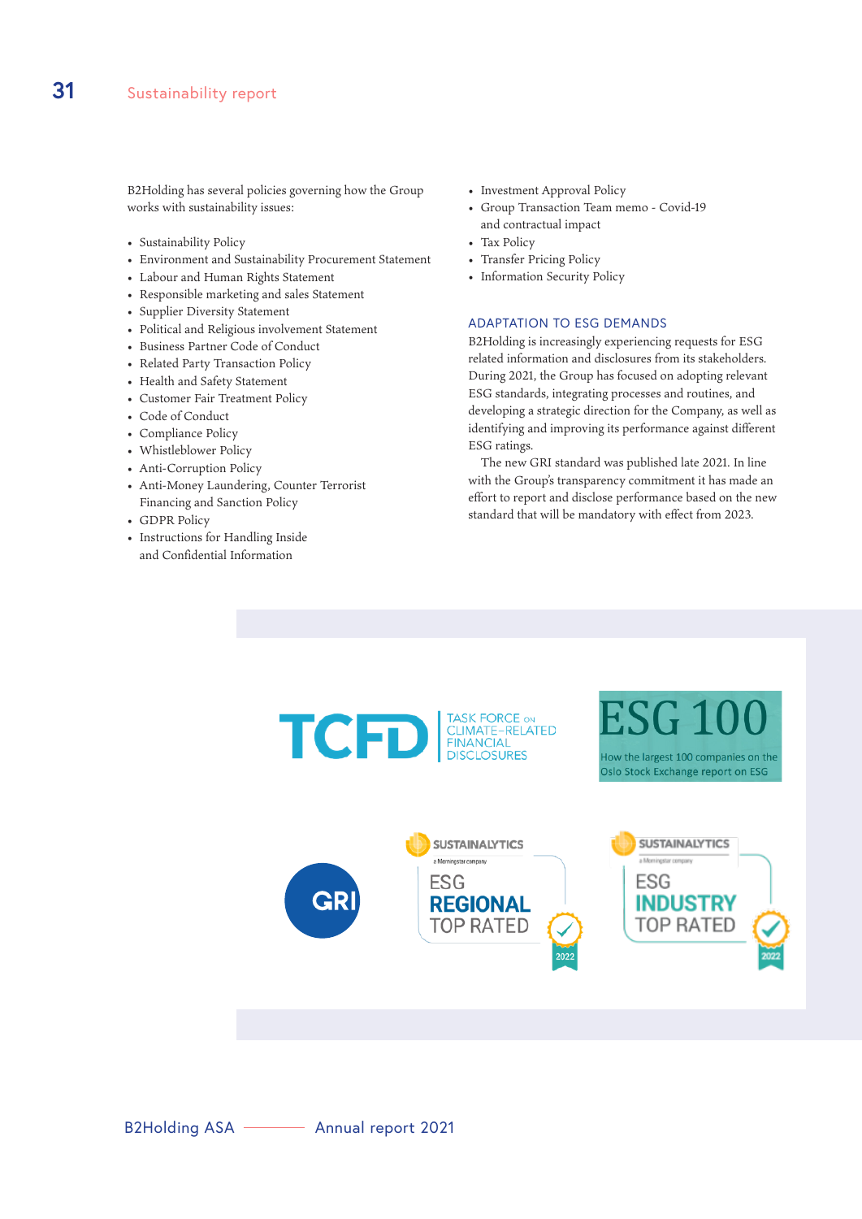B2Holding has several policies governing how the Group works with sustainability issues:

- Sustainability Policy
- Environment and Sustainability Procurement Statement
- Labour and Human Rights Statement
- Responsible marketing and sales Statement
- Supplier Diversity Statement
- Political and Religious involvement Statement
- Business Partner Code of Conduct
- Related Party Transaction Policy
- Health and Safety Statement
- Customer Fair Treatment Policy
- Code of Conduct
- Compliance Policy
- Whistleblower Policy
- Anti-Corruption Policy
- Anti-Money Laundering, Counter Terrorist Financing and Sanction Policy
- GDPR Policy
- Instructions for Handling Inside and Confidential Information
- Investment Approval Policy
- Group Transaction Team memo - Covid-19 and contractual impact
- Tax Policy
- Transfer Pricing Policy
- Information Security Policy

## ADAPTATION TO ESG DEMANDS

B2Holding is increasingly experiencing requests for ESG related information and disclosures from its stakeholders. During 2021, the Group has focused on adopting relevant ESG standards, integrating processes and routines, and developing a strategic direction for the Company, as well as identifying and improving its performance against different ESG ratings.

The new GRI standard was published late 2021. In line with the Group's transparency commitment it has made an effort to report and disclose performance based on the new standard that will be mandatory with effect from 2023.

TCFD TASK FORCE ON CLIMATE-RELATED FINANCIAL DISCLOSURES

ESG 100 How the largest 100 companies on the Oslo Stock Exchange report on ESG

GRI

SUSTAINALYTICS a Morningstar company ESG REGIONAL TOP RATED 2022

SUSTAINALYTICS a Morningstar company ESG INDUSTRY TOP RATED 2022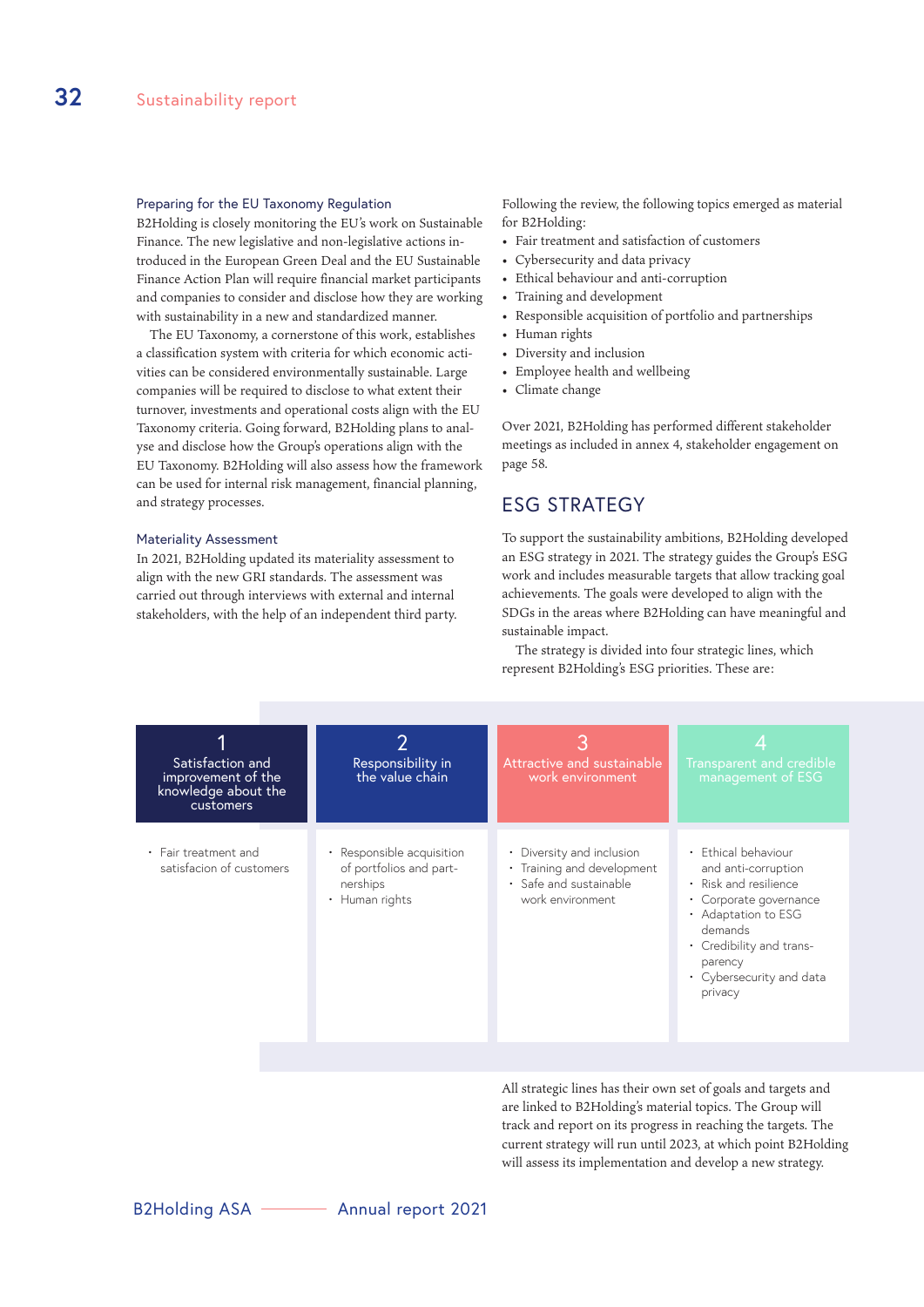### Preparing for the EU Taxonomy Regulation

B2Holding is closely monitoring the EU's work on Sustainable Finance. The new legislative and non-legislative actions introduced in the European Green Deal and the EU Sustainable Finance Action Plan will require financial market participants and companies to consider and disclose how they are working with sustainability in a new and standardized manner.

The EU Taxonomy, a cornerstone of this work, establishes a classification system with criteria for which economic activities can be considered environmentally sustainable. Large companies will be required to disclose to what extent their turnover, investments and operational costs align with the EU Taxonomy criteria. Going forward, B2Holding plans to analyse and disclose how the Group's operations align with the EU Taxonomy. B2Holding will also assess how the framework can be used for internal risk management, financial planning, and strategy processes.

### Materiality Assessment

In 2021, B2Holding updated its materiality assessment to align with the new GRI standards. The assessment was carried out through interviews with external and internal stakeholders, with the help of an independent third party.

Following the review, the following topics emerged as material for B2Holding:

- Fair treatment and satisfaction of customers
- Cybersecurity and data privacy
- Ethical behaviour and anti-corruption
- Training and development
- Responsible acquisition of portfolio and partnerships
- Human rights
- Diversity and inclusion
- Employee health and wellbeing
- Climate change

Over 2021, B2Holding has performed different stakeholder meetings as included in annex 4, stakeholder engagement on page 58.

## ESG STRATEGY

To support the sustainability ambitions, B2Holding developed an ESG strategy in 2021. The strategy guides the Group's ESG work and includes measurable targets that allow tracking goal achievements. The goals were developed to align with the SDGs in the areas where B2Holding can have meaningful and sustainable impact.

The strategy is divided into four strategic lines, which represent B2Holding's ESG priorities. These are:

| 1<br>Satisfaction and improvement of the knowledge about the customers | 2<br>Responsibility in the value chain | 3<br>Attractive and sustainable work environment | 4<br>Transparent and credible management of ESG |
|---|---|---|---|
| • Fair treatment and satisfacion of customers | • Responsible acquisition of portfolios and partnerships<br>• Human rights | • Diversity and inclusion<br>• Training and development<br>• Safe and sustainable work environment | • Ethical behaviour and anti-corruption<br>• Risk and resilience<br>• Corporate governance<br>• Adaptation to ESG demands<br>• Credibility and transparency<br>• Cybersecurity and data privacy |

All strategic lines has their own set of goals and targets and are linked to B2Holding's material topics. The Group will track and report on its progress in reaching the targets. The current strategy will run until 2023, at which point B2Holding will assess its implementation and develop a new strategy.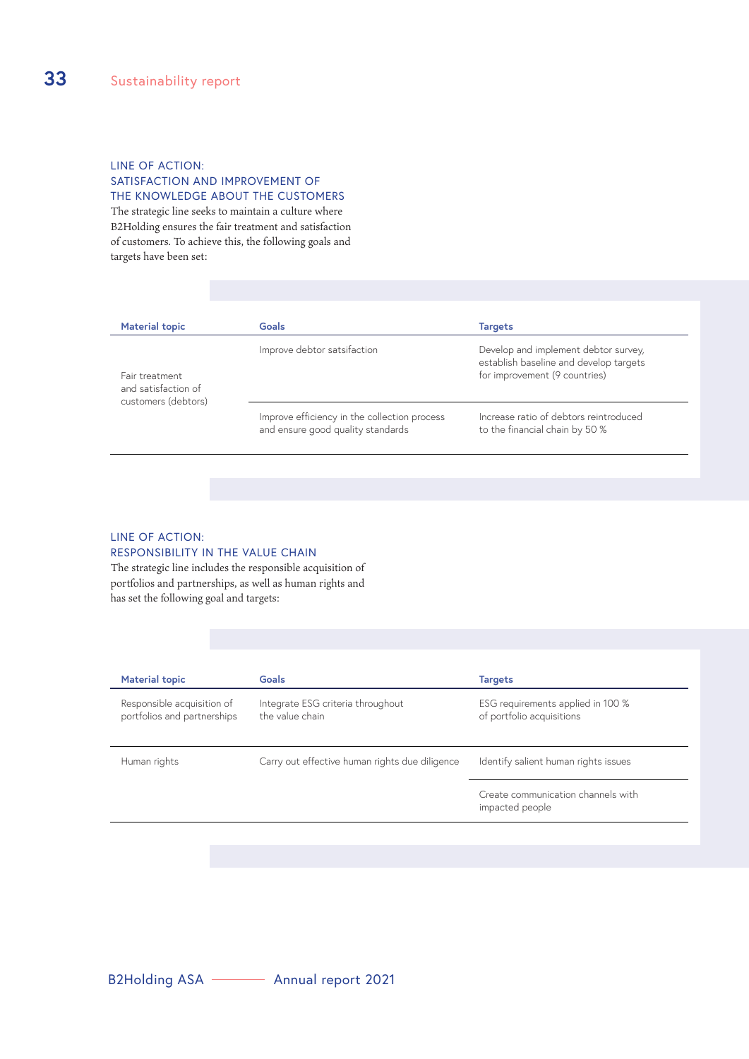### LINE OF ACTION: SATISFACTION AND IMPROVEMENT OF THE KNOWLEDGE ABOUT THE CUSTOMERS

The strategic line seeks to maintain a culture where B2Holding ensures the fair treatment and satisfaction of customers. To achieve this, the following goals and targets have been set:

| Material topic | Goals | Targets |
|---|---|---|
| Fair treatment and satisfaction of customers (debtors) | Improve debtor satsifaction | Develop and implement debtor survey, establish baseline and develop targets for improvement (9 countries) |
| | Improve efficiency in the collection process and ensure good quality standards | Increase ratio of debtors reintroduced to the financial chain by 50 % |

### LINE OF ACTION: RESPONSIBILITY IN THE VALUE CHAIN

The strategic line includes the responsible acquisition of portfolios and partnerships, as well as human rights and has set the following goal and targets:

| Material topic | Goals | Targets |
|---|---|---|
| Responsible acquisition of portfolios and partnerships | Integrate ESG criteria throughout the value chain | ESG requirements applied in 100 % of portfolio acquisitions |
| Human rights | Carry out effective human rights due diligence | Identify salient human rights issues |
| | | Create communication channels with impacted people |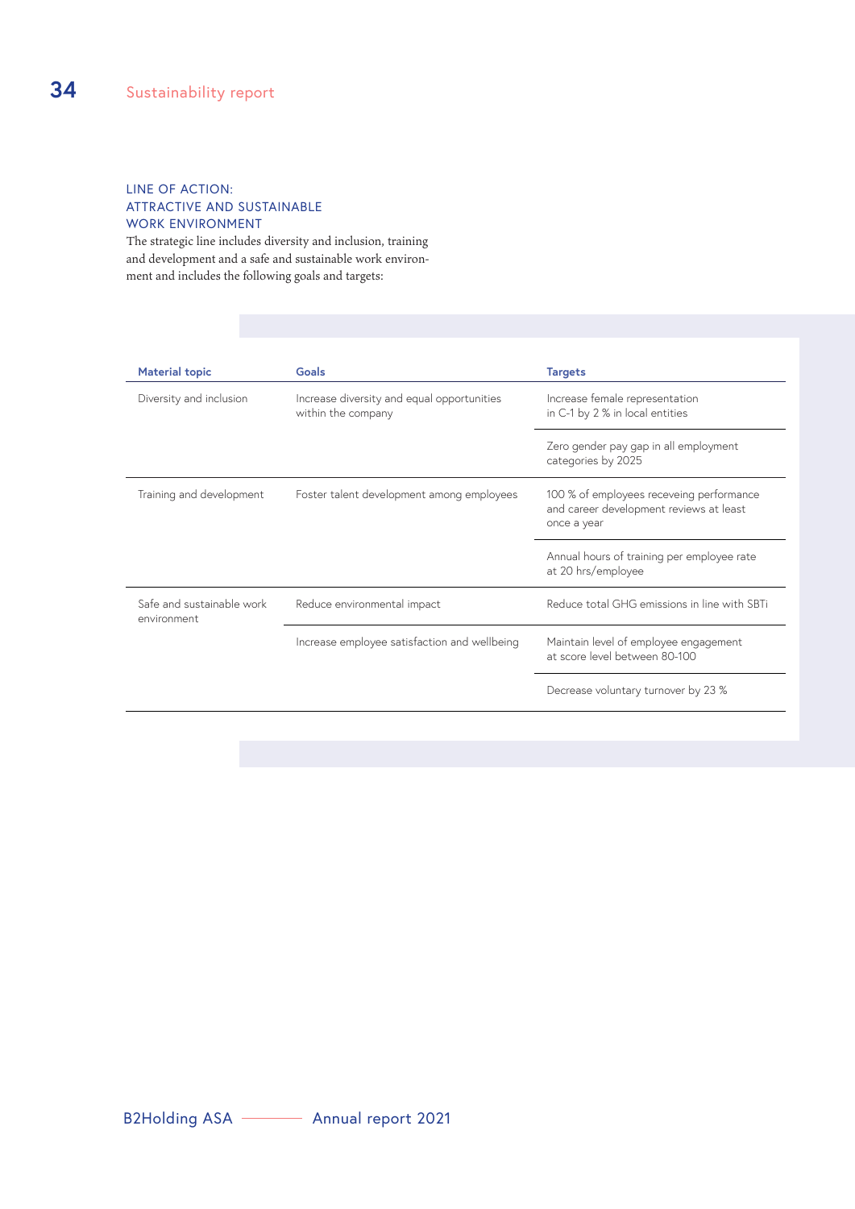### LINE OF ACTION: ATTRACTIVE AND SUSTAINABLE WORK ENVIRONMENT

The strategic line includes diversity and inclusion, training and development and a safe and sustainable work environment and includes the following goals and targets:

| Material topic | Goals | Targets |
|---|---|---|
| Diversity and inclusion | Increase diversity and equal opportunities within the company | Increase female representation in C-1 by 2 % in local entities |
| | | Zero gender pay gap in all employment categories by 2025 |
| Training and development | Foster talent development among employees | 100 % of employees receveing performance and career development reviews at least once a year |
| | | Annual hours of training per employee rate at 20 hrs/employee |
| Safe and sustainable work environment | Reduce environmental impact | Reduce total GHG emissions in line with SBTi |
| | Increase employee satisfaction and wellbeing | Maintain level of employee engagement at score level between 80-100 |
| | | Decrease voluntary turnover by 23 % |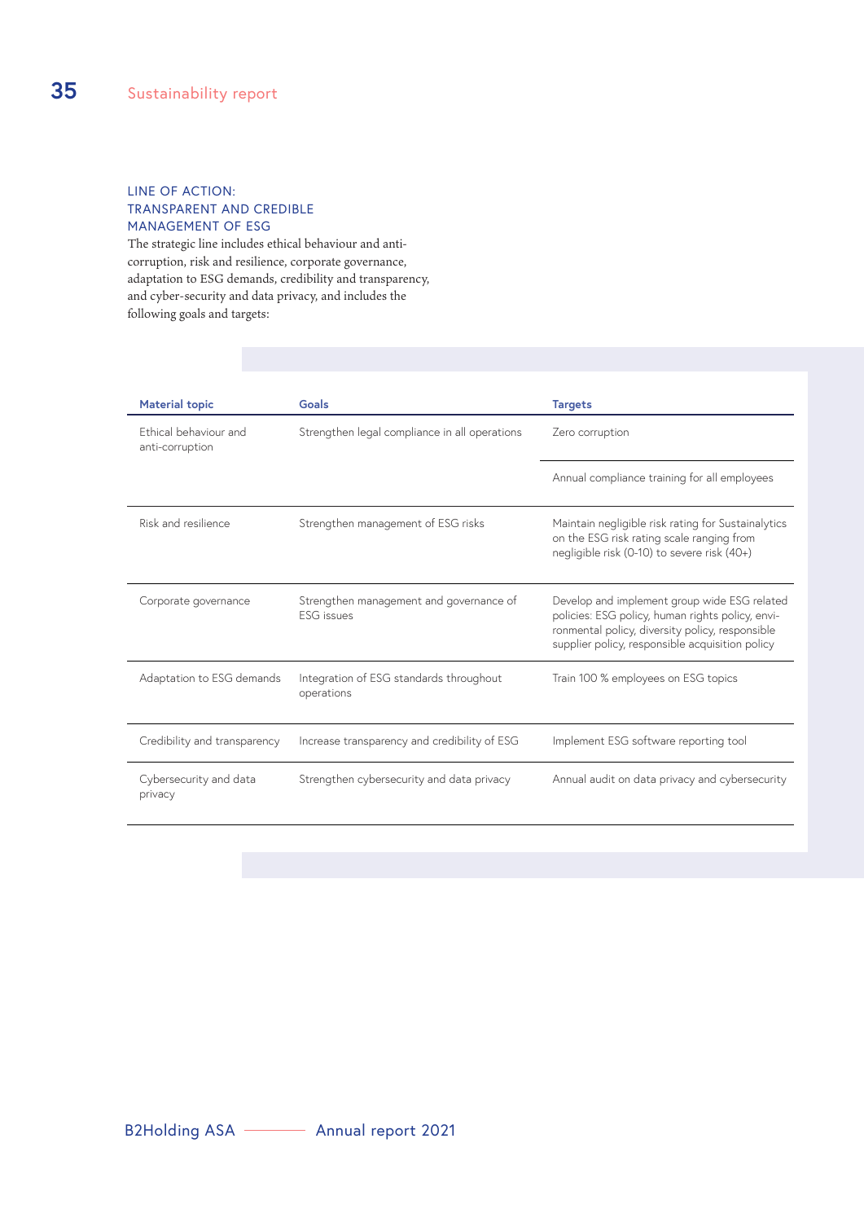## LINE OF ACTION: TRANSPARENT AND CREDIBLE MANAGEMENT OF ESG

The strategic line includes ethical behaviour and anti-corruption, risk and resilience, corporate governance, adaptation to ESG demands, credibility and transparency, and cyber-security and data privacy, and includes the following goals and targets:

| Material topic | Goals | Targets |
|---|---|---|
| Ethical behaviour and anti-corruption | Strengthen legal compliance in all operations | Zero corruption |
| | | Annual compliance training for all employees |
| Risk and resilience | Strengthen management of ESG risks | Maintain negligible risk rating for Sustainalytics on the ESG risk rating scale ranging from negligible risk (0-10) to severe risk (40+) |
| Corporate governance | Strengthen management and governance of ESG issues | Develop and implement group wide ESG related policies: ESG policy, human rights policy, environmental policy, diversity policy, responsible supplier policy, responsible acquisition policy |
| Adaptation to ESG demands | Integration of ESG standards throughout operations | Train 100 % employees on ESG topics |
| Credibility and transparency | Increase transparency and credibility of ESG | Implement ESG software reporting tool |
| Cybersecurity and data privacy | Strengthen cybersecurity and data privacy | Annual audit on data privacy and cybersecurity |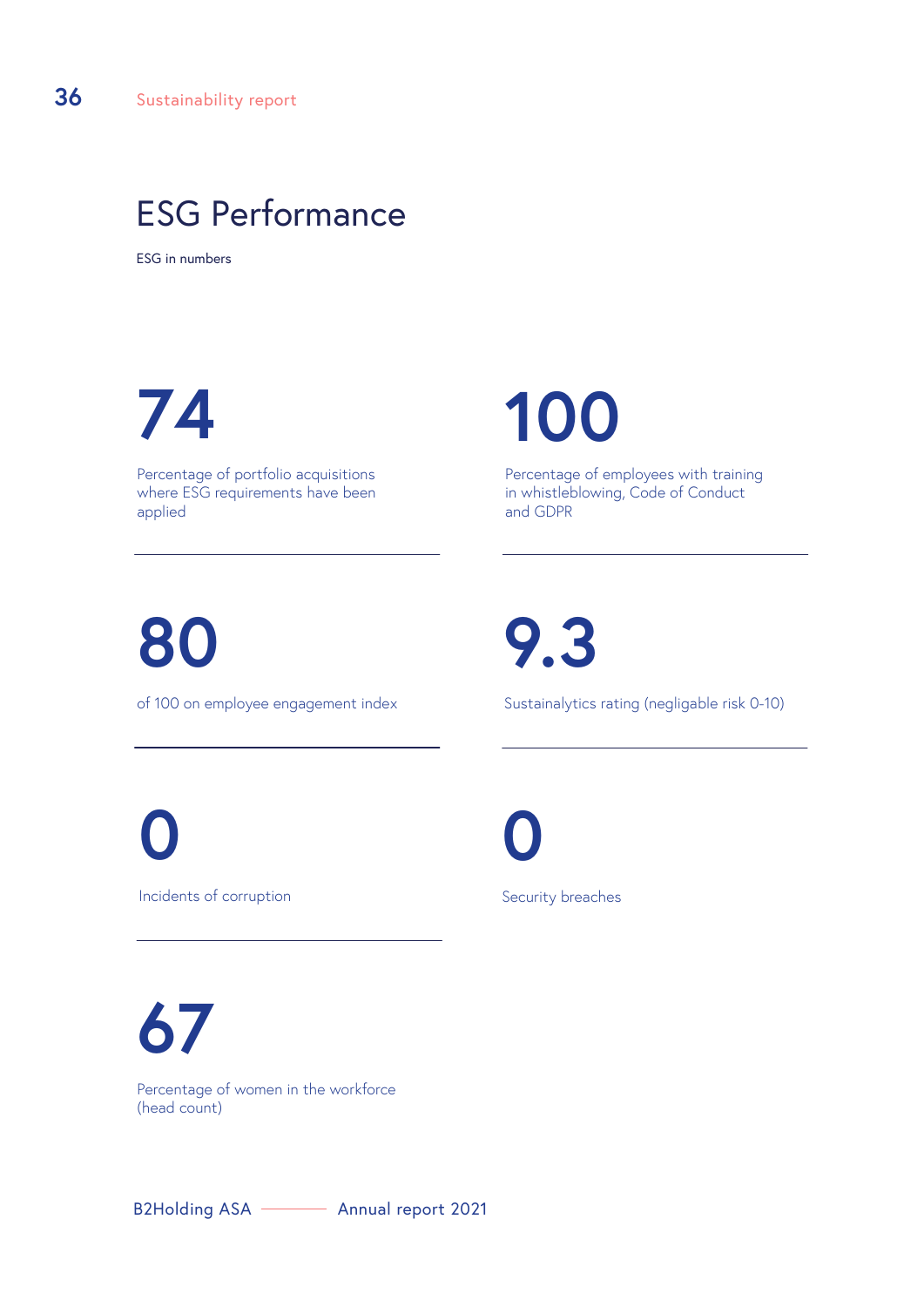# ESG Performance

ESG in numbers

**74**

Percentage of portfolio acquisitions where ESG requirements have been applied

**100**

Percentage of employees with training in whistleblowing, Code of Conduct and GDPR

**80**

of 100 on employee engagement index

**9.3**

Sustainalytics rating (negligable risk 0-10)

**0**

Incidents of corruption

**0**

Security breaches

**67**

Percentage of women in the workforce (head count)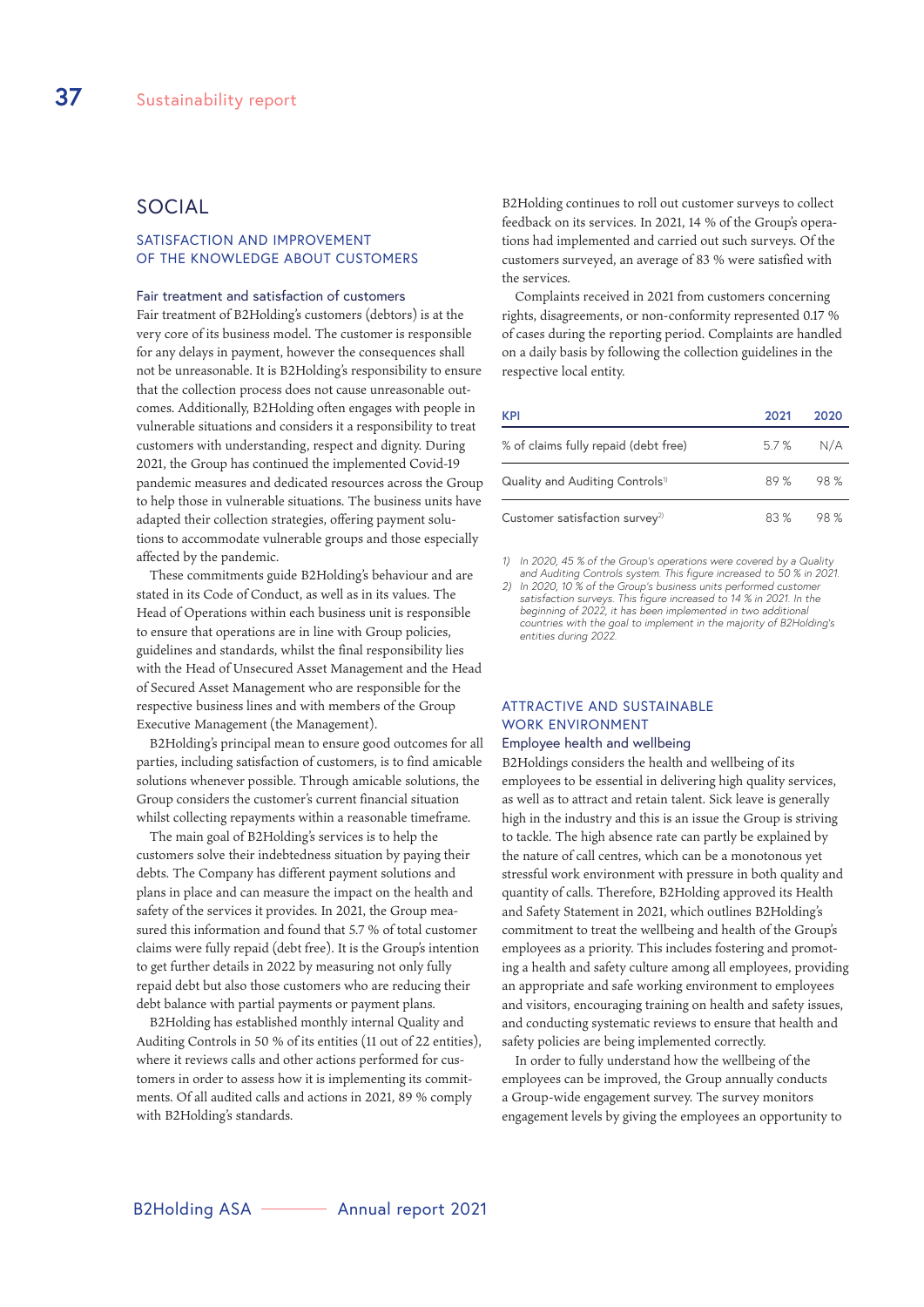# SOCIAL

## SATISFACTION AND IMPROVEMENT OF THE KNOWLEDGE ABOUT CUSTOMERS

### Fair treatment and satisfaction of customers

Fair treatment of B2Holding's customers (debtors) is at the very core of its business model. The customer is responsible for any delays in payment, however the consequences shall not be unreasonable. It is B2Holding's responsibility to ensure that the collection process does not cause unreasonable outcomes. Additionally, B2Holding often engages with people in vulnerable situations and considers it a responsibility to treat customers with understanding, respect and dignity. During 2021, the Group has continued the implemented Covid-19 pandemic measures and dedicated resources across the Group to help those in vulnerable situations. The business units have adapted their collection strategies, offering payment solutions to accommodate vulnerable groups and those especially affected by the pandemic.

These commitments guide B2Holding's behaviour and are stated in its Code of Conduct, as well as in its values. The Head of Operations within each business unit is responsible to ensure that operations are in line with Group policies, guidelines and standards, whilst the final responsibility lies with the Head of Unsecured Asset Management and the Head of Secured Asset Management who are responsible for the respective business lines and with members of the Group Executive Management (the Management).

B2Holding's principal mean to ensure good outcomes for all parties, including satisfaction of customers, is to find amicable solutions whenever possible. Through amicable solutions, the Group considers the customer's current financial situation whilst collecting repayments within a reasonable timeframe.

The main goal of B2Holding's services is to help the customers solve their indebtedness situation by paying their debts. The Company has different payment solutions and plans in place and can measure the impact on the health and safety of the services it provides. In 2021, the Group measured this information and found that 5.7 % of total customer claims were fully repaid (debt free). It is the Group's intention to get further details in 2022 by measuring not only fully repaid debt but also those customers who are reducing their debt balance with partial payments or payment plans.

B2Holding has established monthly internal Quality and Auditing Controls in 50 % of its entities (11 out of 22 entities), where it reviews calls and other actions performed for customers in order to assess how it is implementing its commitments. Of all audited calls and actions in 2021, 89 % comply with B2Holding's standards.

B2Holding continues to roll out customer surveys to collect feedback on its services. In 2021, 14 % of the Group's operations had implemented and carried out such surveys. Of the customers surveyed, an average of 83 % were satisfied with the services.

Complaints received in 2021 from customers concerning rights, disagreements, or non-conformity represented 0.17 % of cases during the reporting period. Complaints are handled on a daily basis by following the collection guidelines in the respective local entity.

| KPI | 2021 | 2020 |
|---|---|---|
| % of claims fully repaid (debt free) | 5.7 % | N/A |
| Quality and Auditing Controls[1] | 89 % | 98 % |
| Customer satisfaction survey[2] | 83 % | 98 % |

*1) In 2020, 45 % of the Group's operations were covered by a Quality and Auditing Controls system. This figure increased to 50 % in 2021.*
*2) In 2020, 10 % of the Group's business units performed customer satisfaction surveys. This figure increased to 14 % in 2021. In the beginning of 2022, it has been implemented in two additional countries with the goal to implement in the majority of B2Holding's entities during 2022.*

## ATTRACTIVE AND SUSTAINABLE WORK ENVIRONMENT

### Employee health and wellbeing

B2Holdings considers the health and wellbeing of its employees to be essential in delivering high quality services, as well as to attract and retain talent. Sick leave is generally high in the industry and this is an issue the Group is striving to tackle. The high absence rate can partly be explained by the nature of call centres, which can be a monotonous yet stressful work environment with pressure in both quality and quantity of calls. Therefore, B2Holding approved its Health and Safety Statement in 2021, which outlines B2Holding's commitment to treat the wellbeing and health of the Group's employees as a priority. This includes fostering and promoting a health and safety culture among all employees, providing an appropriate and safe working environment to employees and visitors, encouraging training on health and safety issues, and conducting systematic reviews to ensure that health and safety policies are being implemented correctly.

In order to fully understand how the wellbeing of the employees can be improved, the Group annually conducts a Group-wide engagement survey. The survey monitors engagement levels by giving the employees an opportunity to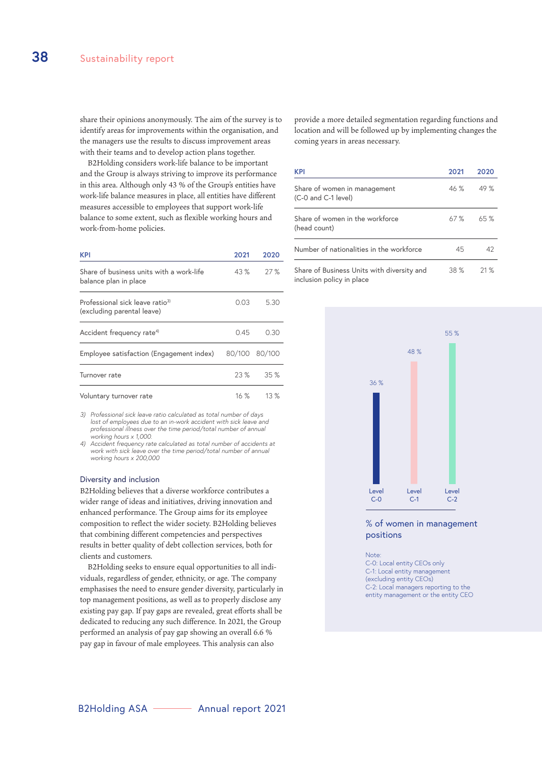share their opinions anonymously. The aim of the survey is to identify areas for improvements within the organisation, and the managers use the results to discuss improvement areas with their teams and to develop action plans together.

B2Holding considers work-life balance to be important and the Group is always striving to improve its performance in this area. Although only 43 % of the Group's entities have work-life balance measures in place, all entities have different measures accessible to employees that support work-life balance to some extent, such as flexible working hours and work-from-home policies.

| KPI | 2021 | 2020 |
|---|---|---|
| Share of business units with a work-life balance plan in place | 43 % | 27 % |
| Professional sick leave ratio[3] (excluding parental leave) | 0.03 | 5.30 |
| Accident frequency rate[4] | 0.45 | 0.30 |
| Employee satisfaction (Engagement index) | 80/100 | 80/100 |
| Turnover rate | 23 % | 35 % |
| Voluntary turnover rate | 16 % | 13 % |

*3) Professional sick leave ratio calculated as total number of days lost of employees due to an in-work accident with sick leave and professional illness over the time period/total number of annual working hours x 1,000.*

*4) Accident frequency rate calculated as total number of accidents at work with sick leave over the time period/total number of annual working hours x 200,000*

### Diversity and inclusion

B2Holding believes that a diverse workforce contributes a wider range of ideas and initiatives, driving innovation and enhanced performance. The Group aims for its employee composition to reflect the wider society. B2Holding believes that combining different competencies and perspectives results in better quality of debt collection services, both for clients and customers.

B2Holding seeks to ensure equal opportunities to all individuals, regardless of gender, ethnicity, or age. The company emphasises the need to ensure gender diversity, particularly in top management positions, as well as to properly disclose any existing pay gap. If pay gaps are revealed, great efforts shall be dedicated to reducing any such difference. In 2021, the Group performed an analysis of pay gap showing an overall 6.6 % pay gap in favour of male employees. This analysis can also provide a more detailed segmentation regarding functions and location and will be followed up by implementing changes the coming years in areas necessary.

| KPI | 2021 | 2020 |
|---|---|---|
| Share of women in management (C-0 and C-1 level) | 46 % | 49 % |
| Share of women in the workforce (head count) | 67 % | 65 % |
| Number of nationalities in the workforce | 45 | 42 |
| Share of Business Units with diversity and inclusion policy in place | 38 % | 21 % |

| Level | % of women |
|---|---|
| Level C-0 | 36 % |
| Level C-1 | 48 % |
| Level C-2 | 55 % |

% of women in management positions

Note:
C-0: Local entity CEOs only
C-1: Local entity management (excluding entity CEOs)
C-2: Local managers reporting to the entity management or the entity CEO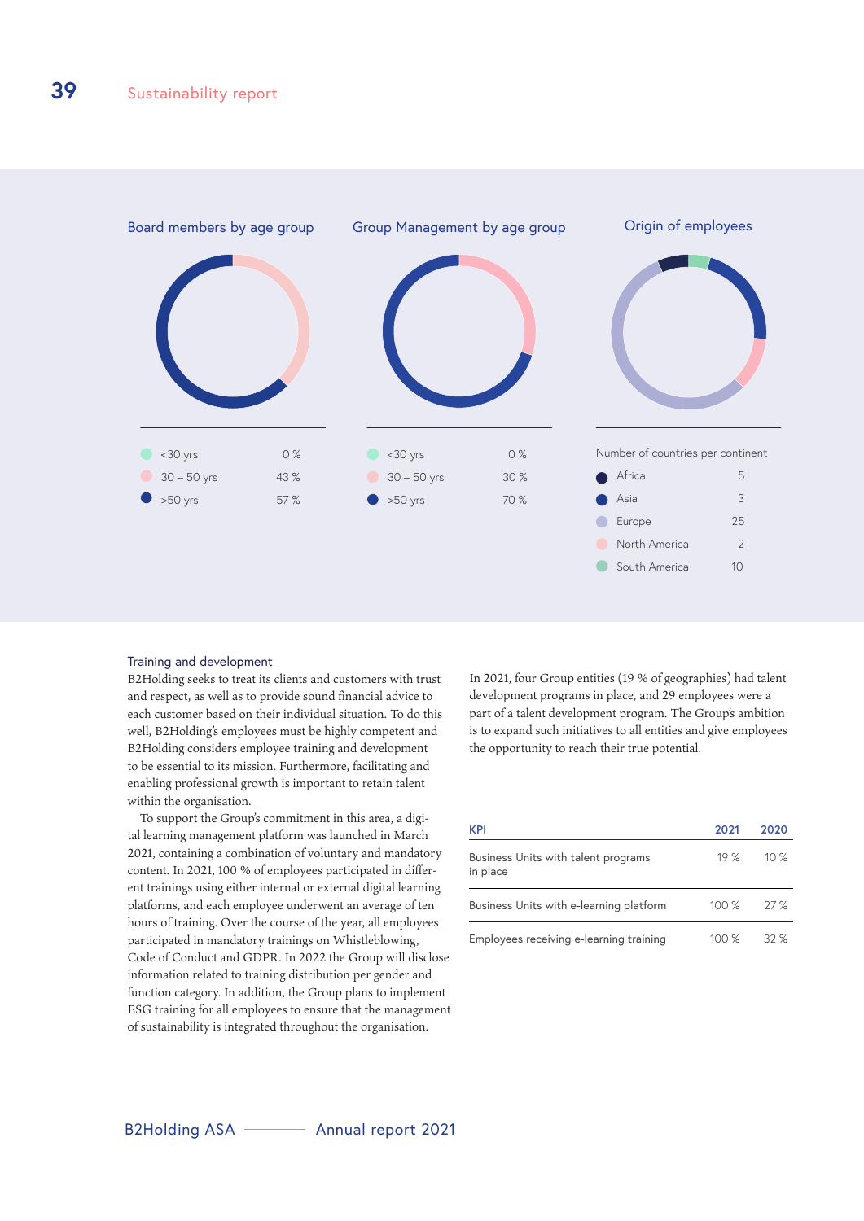### Board members by age group

| | |
|---|---|
| <30 yrs | 0 % |
| 30 – 50 yrs | 43 % |
| >50 yrs | 57 % |

### Group Management by age group

| | |
|---|---|
| <30 yrs | 0 % |
| 30 – 50 yrs | 30 % |
| >50 yrs | 70 % |

### Origin of employees

Number of countries per continent

| | |
|---|---|
| Africa | 5 |
| Asia | 3 |
| Europe | 25 |
| North America | 2 |
| South America | 10 |

### Training and development

B2Holding seeks to treat its clients and customers with trust and respect, as well as to provide sound financial advice to each customer based on their individual situation. To do this well, B2Holding's employees must be highly competent and B2Holding considers employee training and development to be essential to its mission. Furthermore, facilitating and enabling professional growth is important to retain talent within the organisation.

To support the Group's commitment in this area, a digital learning management platform was launched in March 2021, containing a combination of voluntary and mandatory content. In 2021, 100 % of employees participated in different trainings using either internal or external digital learning platforms, and each employee underwent an average of ten hours of training. Over the course of the year, all employees participated in mandatory trainings on Whistleblowing, Code of Conduct and GDPR. In 2022 the Group will disclose information related to training distribution per gender and function category. In addition, the Group plans to implement ESG training for all employees to ensure that the management of sustainability is integrated throughout the organisation.

In 2021, four Group entities (19 % of geographies) had talent development programs in place, and 29 employees were a part of a talent development program. The Group's ambition is to expand such initiatives to all entities and give employees the opportunity to reach their true potential.

| KPI | 2021 | 2020 |
|---|---|---|
| Business Units with talent programs in place | 19 % | 10 % |
| Business Units with e-learning platform | 100 % | 27 % |
| Employees receiving e-learning training | 100 % | 32 % |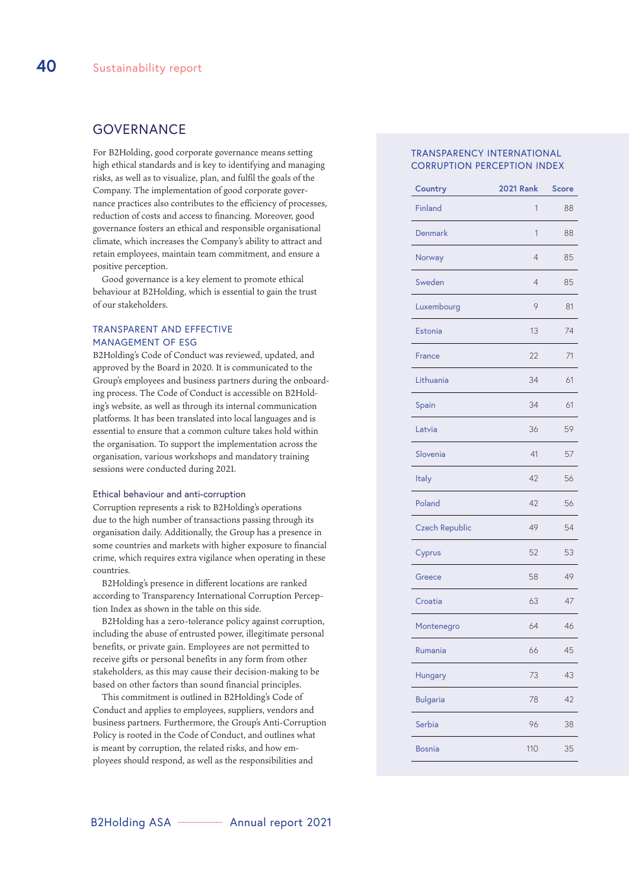## GOVERNANCE

For B2Holding, good corporate governance means setting high ethical standards and is key to identifying and managing risks, as well as to visualize, plan, and fulfil the goals of the Company. The implementation of good corporate governance practices also contributes to the efficiency of processes, reduction of costs and access to financing. Moreover, good governance fosters an ethical and responsible organisational climate, which increases the Company's ability to attract and retain employees, maintain team commitment, and ensure a positive perception.

Good governance is a key element to promote ethical behaviour at B2Holding, which is essential to gain the trust of our stakeholders.

### TRANSPARENT AND EFFECTIVE MANAGEMENT OF ESG

B2Holding's Code of Conduct was reviewed, updated, and approved by the Board in 2020. It is communicated to the Group's employees and business partners during the onboarding process. The Code of Conduct is accessible on B2Holding's website, as well as through its internal communication platforms. It has been translated into local languages and is essential to ensure that a common culture takes hold within the organisation. To support the implementation across the organisation, various workshops and mandatory training sessions were conducted during 2021.

#### Ethical behaviour and anti-corruption

Corruption represents a risk to B2Holding's operations due to the high number of transactions passing through its organisation daily. Additionally, the Group has a presence in some countries and markets with higher exposure to financial crime, which requires extra vigilance when operating in these countries.

B2Holding's presence in different locations are ranked according to Transparency International Corruption Perception Index as shown in the table on this side.

B2Holding has a zero-tolerance policy against corruption, including the abuse of entrusted power, illegitimate personal benefits, or private gain. Employees are not permitted to receive gifts or personal benefits in any form from other stakeholders, as this may cause their decision-making to be based on other factors than sound financial principles.

This commitment is outlined in B2Holding's Code of Conduct and applies to employees, suppliers, vendors and business partners. Furthermore, the Group's Anti-Corruption Policy is rooted in the Code of Conduct, and outlines what is meant by corruption, the related risks, and how employees should respond, as well as the responsibilities and

### TRANSPARENCY INTERNATIONAL CORRUPTION PERCEPTION INDEX

| Country | 2021 Rank | Score |
|---|---|---|
| Finland | 1 | 88 |
| Denmark | 1 | 88 |
| Norway | 4 | 85 |
| Sweden | 4 | 85 |
| Luxembourg | 9 | 81 |
| Estonia | 13 | 74 |
| France | 22 | 71 |
| Lithuania | 34 | 61 |
| Spain | 34 | 61 |
| Latvia | 36 | 59 |
| Slovenia | 41 | 57 |
| Italy | 42 | 56 |
| Poland | 42 | 56 |
| Czech Republic | 49 | 54 |
| Cyprus | 52 | 53 |
| Greece | 58 | 49 |
| Croatia | 63 | 47 |
| Montenegro | 64 | 46 |
| Rumania | 66 | 45 |
| Hungary | 73 | 43 |
| Bulgaria | 78 | 42 |
| Serbia | 96 | 38 |
| Bosnia | 110 | 35 |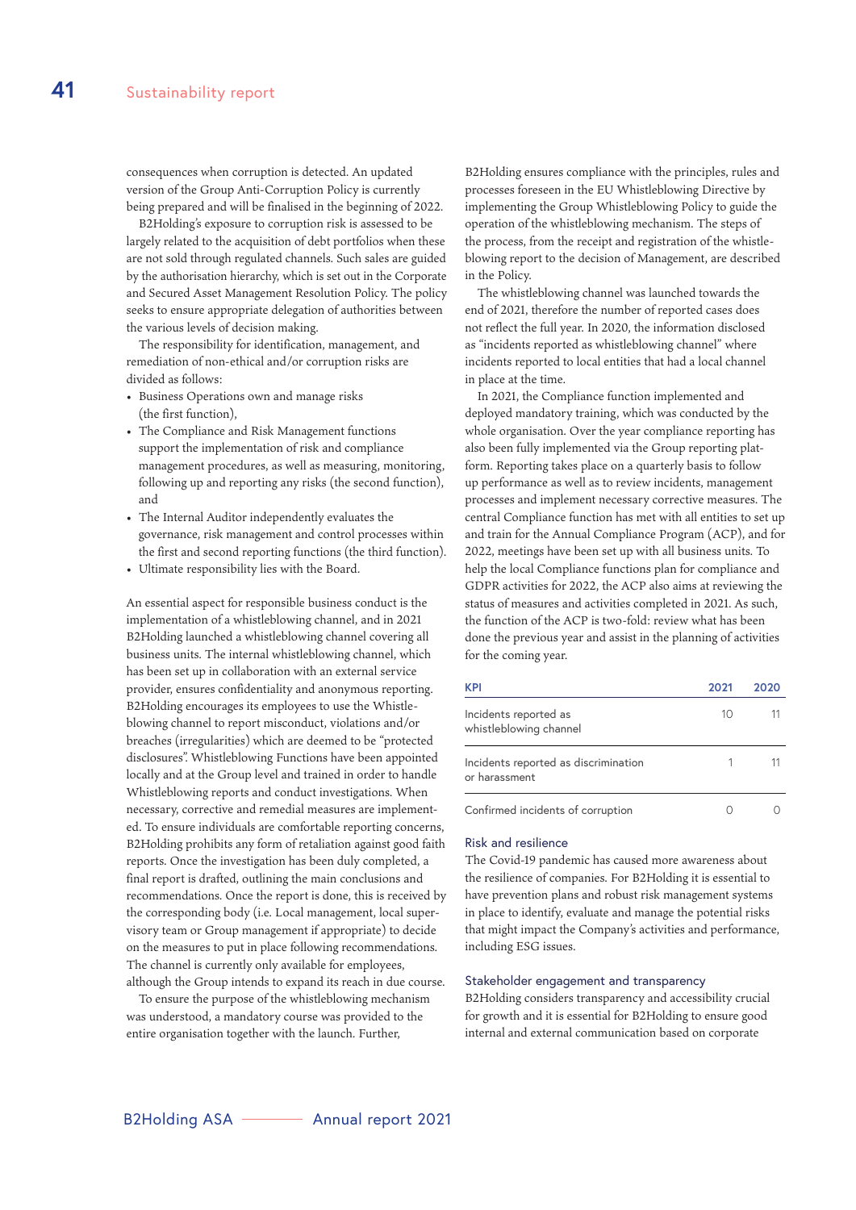consequences when corruption is detected. An updated version of the Group Anti-Corruption Policy is currently being prepared and will be finalised in the beginning of 2022.

B2Holding's exposure to corruption risk is assessed to be largely related to the acquisition of debt portfolios when these are not sold through regulated channels. Such sales are guided by the authorisation hierarchy, which is set out in the Corporate and Secured Asset Management Resolution Policy. The policy seeks to ensure appropriate delegation of authorities between the various levels of decision making.

The responsibility for identification, management, and remediation of non-ethical and/or corruption risks are divided as follows:

- Business Operations own and manage risks (the first function),
- The Compliance and Risk Management functions support the implementation of risk and compliance management procedures, as well as measuring, monitoring, following up and reporting any risks (the second function), and
- The Internal Auditor independently evaluates the governance, risk management and control processes within the first and second reporting functions (the third function).
- Ultimate responsibility lies with the Board.

An essential aspect for responsible business conduct is the implementation of a whistleblowing channel, and in 2021 B2Holding launched a whistleblowing channel covering all business units. The internal whistleblowing channel, which has been set up in collaboration with an external service provider, ensures confidentiality and anonymous reporting. B2Holding encourages its employees to use the Whistleblowing channel to report misconduct, violations and/or breaches (irregularities) which are deemed to be "protected disclosures". Whistleblowing Functions have been appointed locally and at the Group level and trained in order to handle Whistleblowing reports and conduct investigations. When necessary, corrective and remedial measures are implemented. To ensure individuals are comfortable reporting concerns, B2Holding prohibits any form of retaliation against good faith reports. Once the investigation has been duly completed, a final report is drafted, outlining the main conclusions and recommendations. Once the report is done, this is received by the corresponding body (i.e. Local management, local supervisory team or Group management if appropriate) to decide on the measures to put in place following recommendations. The channel is currently only available for employees, although the Group intends to expand its reach in due course.

To ensure the purpose of the whistleblowing mechanism was understood, a mandatory course was provided to the entire organisation together with the launch. Further, B2Holding ensures compliance with the principles, rules and processes foreseen in the EU Whistleblowing Directive by implementing the Group Whistleblowing Policy to guide the operation of the whistleblowing mechanism. The steps of the process, from the receipt and registration of the whistleblowing report to the decision of Management, are described in the Policy.

The whistleblowing channel was launched towards the end of 2021, therefore the number of reported cases does not reflect the full year. In 2020, the information disclosed as "incidents reported as whistleblowing channel" where incidents reported to local entities that had a local channel in place at the time.

In 2021, the Compliance function implemented and deployed mandatory training, which was conducted by the whole organisation. Over the year compliance reporting has also been fully implemented via the Group reporting platform. Reporting takes place on a quarterly basis to follow up performance as well as to review incidents, management processes and implement necessary corrective measures. The central Compliance function has met with all entities to set up and train for the Annual Compliance Program (ACP), and for 2022, meetings have been set up with all business units. To help the local Compliance functions plan for compliance and GDPR activities for 2022, the ACP also aims at reviewing the status of measures and activities completed in 2021. As such, the function of the ACP is two-fold: review what has been done the previous year and assist in the planning of activities for the coming year.

| KPI | 2021 | 2020 |
|---|---|---|
| Incidents reported as whistleblowing channel | 10 | 11 |
| Incidents reported as discrimination or harassment | 1 | 11 |
| Confirmed incidents of corruption | 0 | 0 |

## Risk and resilience

The Covid-19 pandemic has caused more awareness about the resilience of companies. For B2Holding it is essential to have prevention plans and robust risk management systems in place to identify, evaluate and manage the potential risks that might impact the Company's activities and performance, including ESG issues.

## Stakeholder engagement and transparency

B2Holding considers transparency and accessibility crucial for growth and it is essential for B2Holding to ensure good internal and external communication based on corporate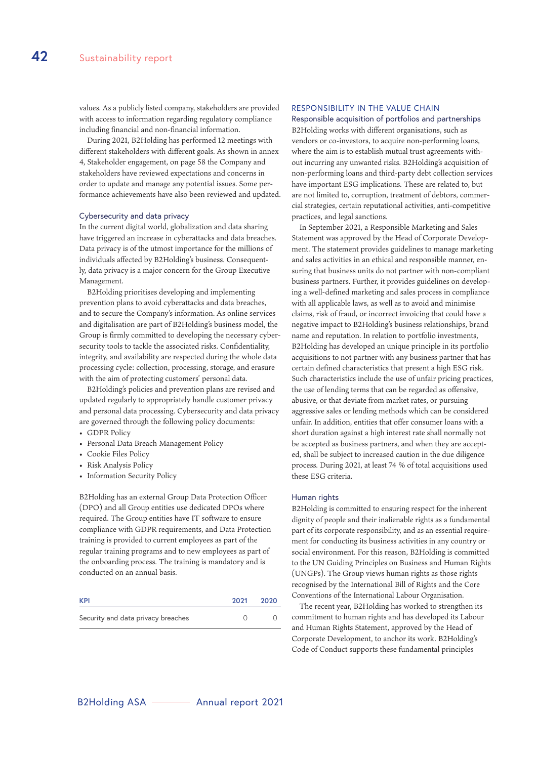values. As a publicly listed company, stakeholders are provided with access to information regarding regulatory compliance including financial and non-financial information.

During 2021, B2Holding has performed 12 meetings with different stakeholders with different goals. As shown in annex 4, Stakeholder engagement, on page 58 the Company and stakeholders have reviewed expectations and concerns in order to update and manage any potential issues. Some performance achievements have also been reviewed and updated.

### Cybersecurity and data privacy

In the current digital world, globalization and data sharing have triggered an increase in cyberattacks and data breaches. Data privacy is of the utmost importance for the millions of individuals affected by B2Holding's business. Consequently, data privacy is a major concern for the Group Executive Management.

B2Holding prioritises developing and implementing prevention plans to avoid cyberattacks and data breaches, and to secure the Company's information. As online services and digitalisation are part of B2Holding's business model, the Group is firmly committed to developing the necessary cybersecurity tools to tackle the associated risks. Confidentiality, integrity, and availability are respected during the whole data processing cycle: collection, processing, storage, and erasure with the aim of protecting customers' personal data.

B2Holding's policies and prevention plans are revised and updated regularly to appropriately handle customer privacy and personal data processing. Cybersecurity and data privacy are governed through the following policy documents:

- GDPR Policy
- Personal Data Breach Management Policy
- Cookie Files Policy
- Risk Analysis Policy
- Information Security Policy

B2Holding has an external Group Data Protection Officer (DPO) and all Group entities use dedicated DPOs where required. The Group entities have IT software to ensure compliance with GDPR requirements, and Data Protection training is provided to current employees as part of the regular training programs and to new employees as part of the onboarding process. The training is mandatory and is conducted on an annual basis.

| KPI | 2021 | 2020 |
|---|---|---|
| Security and data privacy breaches | 0 | 0 |

## RESPONSIBILITY IN THE VALUE CHAIN

### Responsible acquisition of portfolios and partnerships

B2Holding works with different organisations, such as vendors or co-investors, to acquire non-performing loans, where the aim is to establish mutual trust agreements without incurring any unwanted risks. B2Holding's acquisition of non-performing loans and third-party debt collection services have important ESG implications. These are related to, but are not limited to, corruption, treatment of debtors, commercial strategies, certain reputational activities, anti-competitive practices, and legal sanctions.

In September 2021, a Responsible Marketing and Sales Statement was approved by the Head of Corporate Development. The statement provides guidelines to manage marketing and sales activities in an ethical and responsible manner, ensuring that business units do not partner with non-compliant business partners. Further, it provides guidelines on developing a well-defined marketing and sales process in compliance with all applicable laws, as well as to avoid and minimise claims, risk of fraud, or incorrect invoicing that could have a negative impact to B2Holding's business relationships, brand name and reputation. In relation to portfolio investments, B2Holding has developed an unique principle in its portfolio acquisitions to not partner with any business partner that has certain defined characteristics that present a high ESG risk. Such characteristics include the use of unfair pricing practices, the use of lending terms that can be regarded as offensive, abusive, or that deviate from market rates, or pursuing aggressive sales or lending methods which can be considered unfair. In addition, entities that offer consumer loans with a short duration against a high interest rate shall normally not be accepted as business partners, and when they are accepted, shall be subject to increased caution in the due diligence process. During 2021, at least 74 % of total acquisitions used these ESG criteria.

### Human rights

B2Holding is committed to ensuring respect for the inherent dignity of people and their inalienable rights as a fundamental part of its corporate responsibility, and as an essential requirement for conducting its business activities in any country or social environment. For this reason, B2Holding is committed to the UN Guiding Principles on Business and Human Rights (UNGPs). The Group views human rights as those rights recognised by the International Bill of Rights and the Core Conventions of the International Labour Organisation.

The recent year, B2Holding has worked to strengthen its commitment to human rights and has developed its Labour and Human Rights Statement, approved by the Head of Corporate Development, to anchor its work. B2Holding's Code of Conduct supports these fundamental principles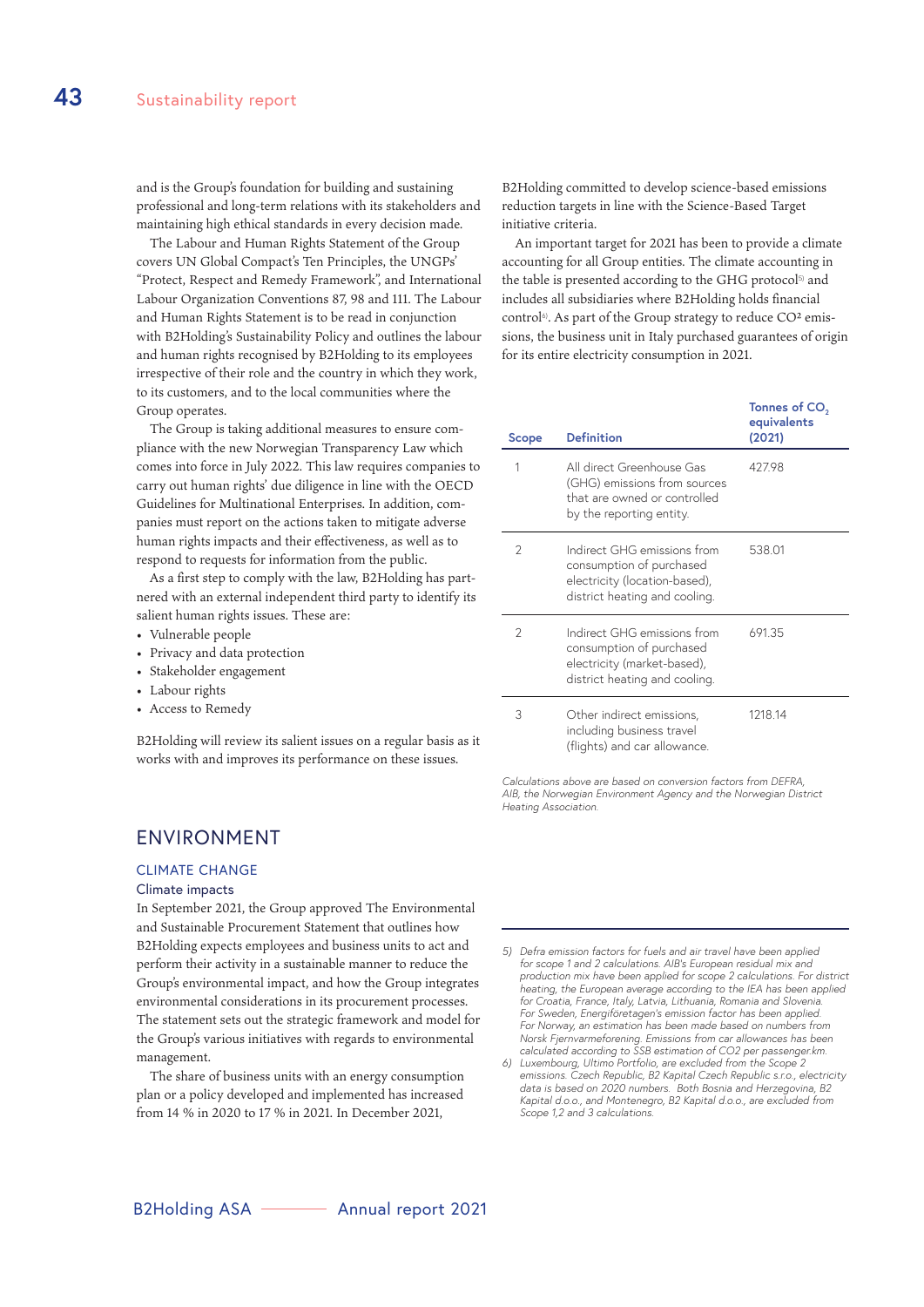and is the Group's foundation for building and sustaining professional and long-term relations with its stakeholders and maintaining high ethical standards in every decision made.

The Labour and Human Rights Statement of the Group covers UN Global Compact's Ten Principles, the UNGPs' "Protect, Respect and Remedy Framework", and International Labour Organization Conventions 87, 98 and 111. The Labour and Human Rights Statement is to be read in conjunction with B2Holding's Sustainability Policy and outlines the labour and human rights recognised by B2Holding to its employees irrespective of their role and the country in which they work, to its customers, and to the local communities where the Group operates.

The Group is taking additional measures to ensure compliance with the new Norwegian Transparency Law which comes into force in July 2022. This law requires companies to carry out human rights' due diligence in line with the OECD Guidelines for Multinational Enterprises. In addition, companies must report on the actions taken to mitigate adverse human rights impacts and their effectiveness, as well as to respond to requests for information from the public.

As a first step to comply with the law, B2Holding has partnered with an external independent third party to identify its salient human rights issues. These are:

- Vulnerable people
- Privacy and data protection
- Stakeholder engagement
- Labour rights
- Access to Remedy

B2Holding will review its salient issues on a regular basis as it works with and improves its performance on these issues.

# ENVIRONMENT

## CLIMATE CHANGE

### Climate impacts

In September 2021, the Group approved The Environmental and Sustainable Procurement Statement that outlines how B2Holding expects employees and business units to act and perform their activity in a sustainable manner to reduce the Group's environmental impact, and how the Group integrates environmental considerations in its procurement processes. The statement sets out the strategic framework and model for the Group's various initiatives with regards to environmental management.

The share of business units with an energy consumption plan or a policy developed and implemented has increased from 14 % in 2020 to 17 % in 2021. In December 2021, B2Holding committed to develop science-based emissions reduction targets in line with the Science-Based Target initiative criteria.

An important target for 2021 has been to provide a climate accounting for all Group entities. The climate accounting in the table is presented according to the GHG protocol[5] and includes all subsidiaries where B2Holding holds financial control[6]. As part of the Group strategy to reduce $CO^2$ emissions, the business unit in Italy purchased guarantees of origin for its entire electricity consumption in 2021.

| Scope | Definition | Tonnes of $CO_2$ equivalents (2021) |
|---|---|---|
| 1 | All direct Greenhouse Gas (GHG) emissions from sources that are owned or controlled by the reporting entity. | 427.98 |
| 2 | Indirect GHG emissions from consumption of purchased electricity (location-based), district heating and cooling. | 538.01 |
| 2 | Indirect GHG emissions from consumption of purchased electricity (market-based), district heating and cooling. | 691.35 |
| 3 | Other indirect emissions, including business travel (flights) and car allowance. | 1218.14 |

*Calculations above are based on conversion factors from DEFRA, AIB, the Norwegian Environment Agency and the Norwegian District Heating Association.*

*5) Defra emission factors for fuels and air travel have been applied for scope 1 and 2 calculations. AIB's European residual mix and production mix have been applied for scope 2 calculations. For district heating, the European average according to the IEA has been applied for Croatia, France, Italy, Latvia, Lithuania, Romania and Slovenia. For Sweden, Energiföretagen's emission factor has been applied. For Norway, an estimation has been made based on numbers from Norsk Fjernvarmeforening. Emissions from car allowances has been calculated according to SSB estimation of CO2 per passenger.km.*

*6) Luxembourg, Ultimo Portfolio, are excluded from the Scope 2 emissions. Czech Republic, B2 Kapital Czech Republic s.r.o., electricity data is based on 2020 numbers. Both Bosnia and Herzegovina, B2 Kapital d.o.o., and Montenegro, B2 Kapital d.o.o., are excluded from Scope 1,2 and 3 calculations.*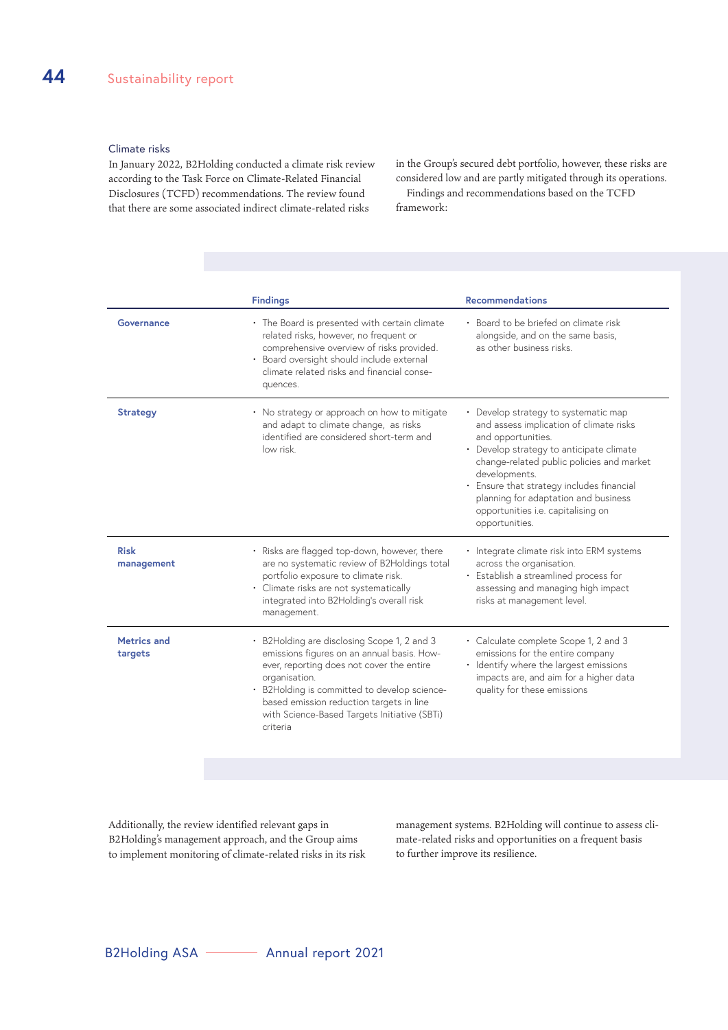## Climate risks

In January 2022, B2Holding conducted a climate risk review according to the Task Force on Climate-Related Financial Disclosures (TCFD) recommendations. The review found that there are some associated indirect climate-related risks in the Group's secured debt portfolio, however, these risks are considered low and are partly mitigated through its operations.

Findings and recommendations based on the TCFD framework:

| | Findings | Recommendations |
|---|---|---|
| **Governance** | • The Board is presented with certain climate related risks, however, no frequent or comprehensive overview of risks provided.<br>• Board oversight should include external climate related risks and financial consequences. | • Board to be briefed on climate risk alongside, and on the same basis, as other business risks. |
| **Strategy** | • No strategy or approach on how to mitigate and adapt to climate change, as risks identified are considered short-term and low risk. | • Develop strategy to systematic map and assess implication of climate risks and opportunities.<br>• Develop strategy to anticipate climate change-related public policies and market developments.<br>• Ensure that strategy includes financial planning for adaptation and business opportunities i.e. capitalising on opportunities. |
| **Risk management** | • Risks are flagged top-down, however, there are no systematic review of B2Holdings total portfolio exposure to climate risk.<br>• Climate risks are not systematically integrated into B2Holding's overall risk management. | • Integrate climate risk into ERM systems across the organisation.<br>• Establish a streamlined process for assessing and managing high impact risks at management level. |
| **Metrics and targets** | • B2Holding are disclosing Scope 1, 2 and 3 emissions figures on an annual basis. However, reporting does not cover the entire organisation.<br>• B2Holding is committed to develop science-based emission reduction targets in line with Science-Based Targets Initiative (SBTi) criteria | • Calculate complete Scope 1, 2 and 3 emissions for the entire company<br>• Identify where the largest emissions impacts are, and aim for a higher data quality for these emissions |

Additionally, the review identified relevant gaps in B2Holding's management approach, and the Group aims to implement monitoring of climate-related risks in its risk management systems. B2Holding will continue to assess climate-related risks and opportunities on a frequent basis to further improve its resilience.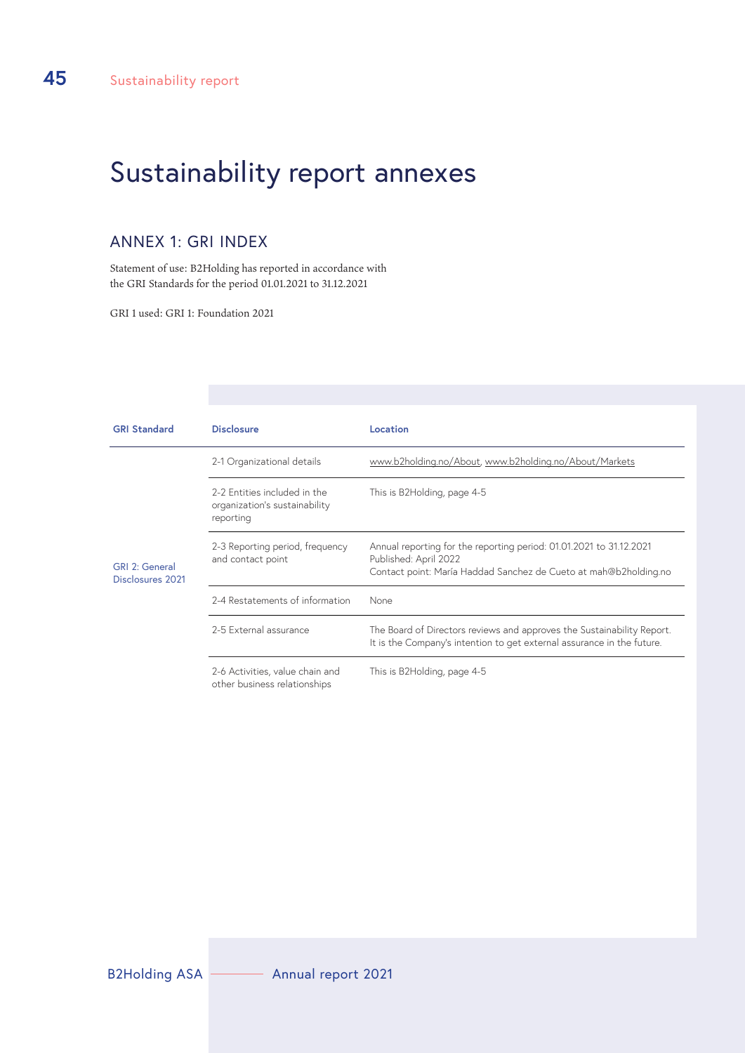# Sustainability report annexes

## ANNEX 1: GRI INDEX

Statement of use: B2Holding has reported in accordance with the GRI Standards for the period 01.01.2021 to 31.12.2021

GRI 1 used: GRI 1: Foundation 2021

| GRI Standard | Disclosure | Location |
|---|---|---|
| GRI 2: General Disclosures 2021 | 2-1 Organizational details | www.b2holding.no/About, www.b2holding.no/About/Markets |
| | 2-2 Entities included in the organization's sustainability reporting | This is B2Holding, page 4-5 |
| | 2-3 Reporting period, frequency and contact point | Annual reporting for the reporting period: 01.01.2021 to 31.12.2021<br>Published: April 2022<br>Contact point: María Haddad Sanchez de Cueto at mah@b2holding.no |
| | 2-4 Restatements of information | None |
| | 2-5 External assurance | The Board of Directors reviews and approves the Sustainability Report. It is the Company's intention to get external assurance in the future. |
| | 2-6 Activities, value chain and other business relationships | This is B2Holding, page 4-5 |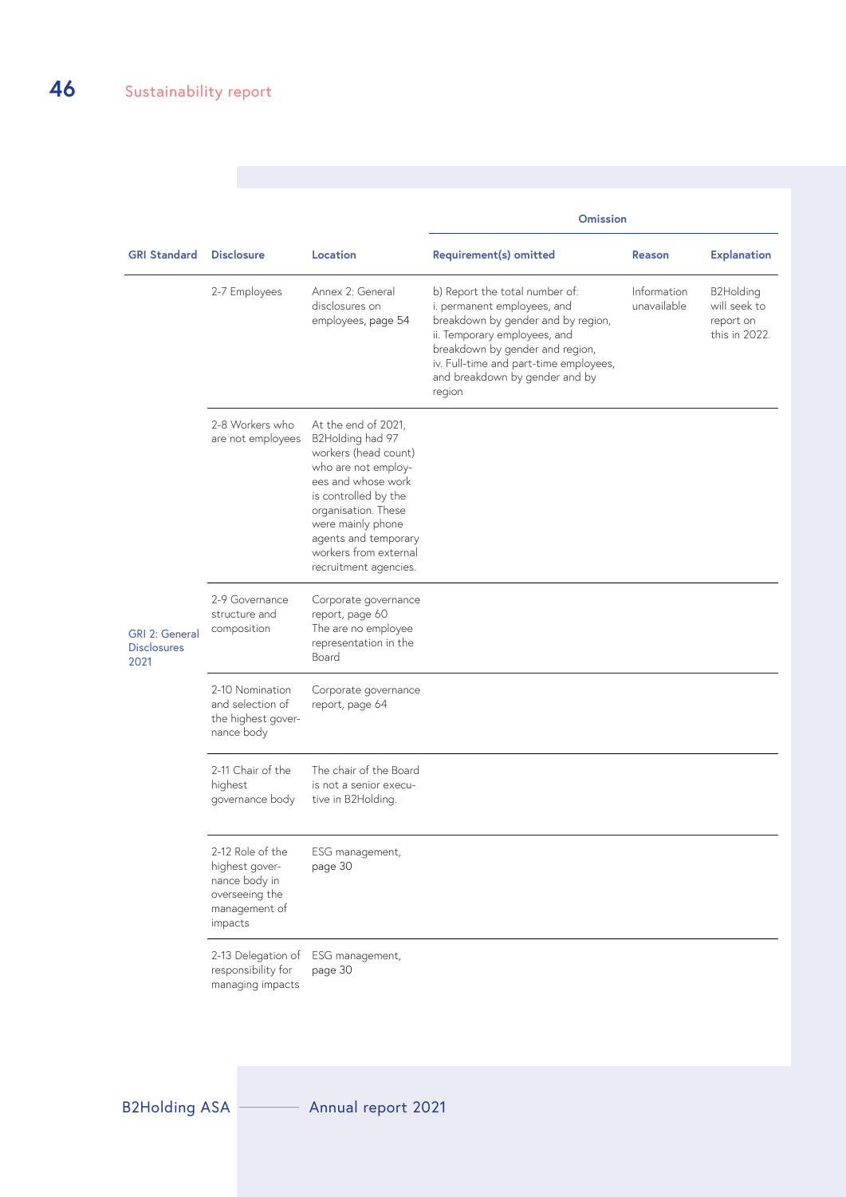| GRI Standard | Disclosure | Location | Omission | | |
|---|---|---|---|---|---|
| | | | Requirement(s) omitted | Reason | Explanation |
| GRI 2: General Disclosures 2021 | 2-7 Employees | Annex 2: General disclosures on employees, page 54 | b) Report the total number of: i. permanent employees, and breakdown by gender and by region, ii. Temporary employees, and breakdown by gender and region, iv. Full-time and part-time employees, and breakdown by gender and by region | Information unavailable | B2Holding will seek to report on this in 2022. |
| | 2-8 Workers who are not employees | At the end of 2021, B2Holding had 97 workers (head count) who are not employees and whose work is controlled by the organisation. These were mainly phone agents and temporary workers from external recruitment agencies. | | | |
| | 2-9 Governance structure and composition | Corporate governance report, page 60 The are no employee representation in the Board | | | |
| | 2-10 Nomination and selection of the highest governance body | Corporate governance report, page 64 | | | |
| | 2-11 Chair of the highest governance body | The chair of the Board is not a senior executive in B2Holding. | | | |
| | 2-12 Role of the highest governance body in overseeing the management of impacts | ESG management, page 30 | | | |
| | 2-13 Delegation of responsibility for managing impacts | ESG management, page 30 | | | |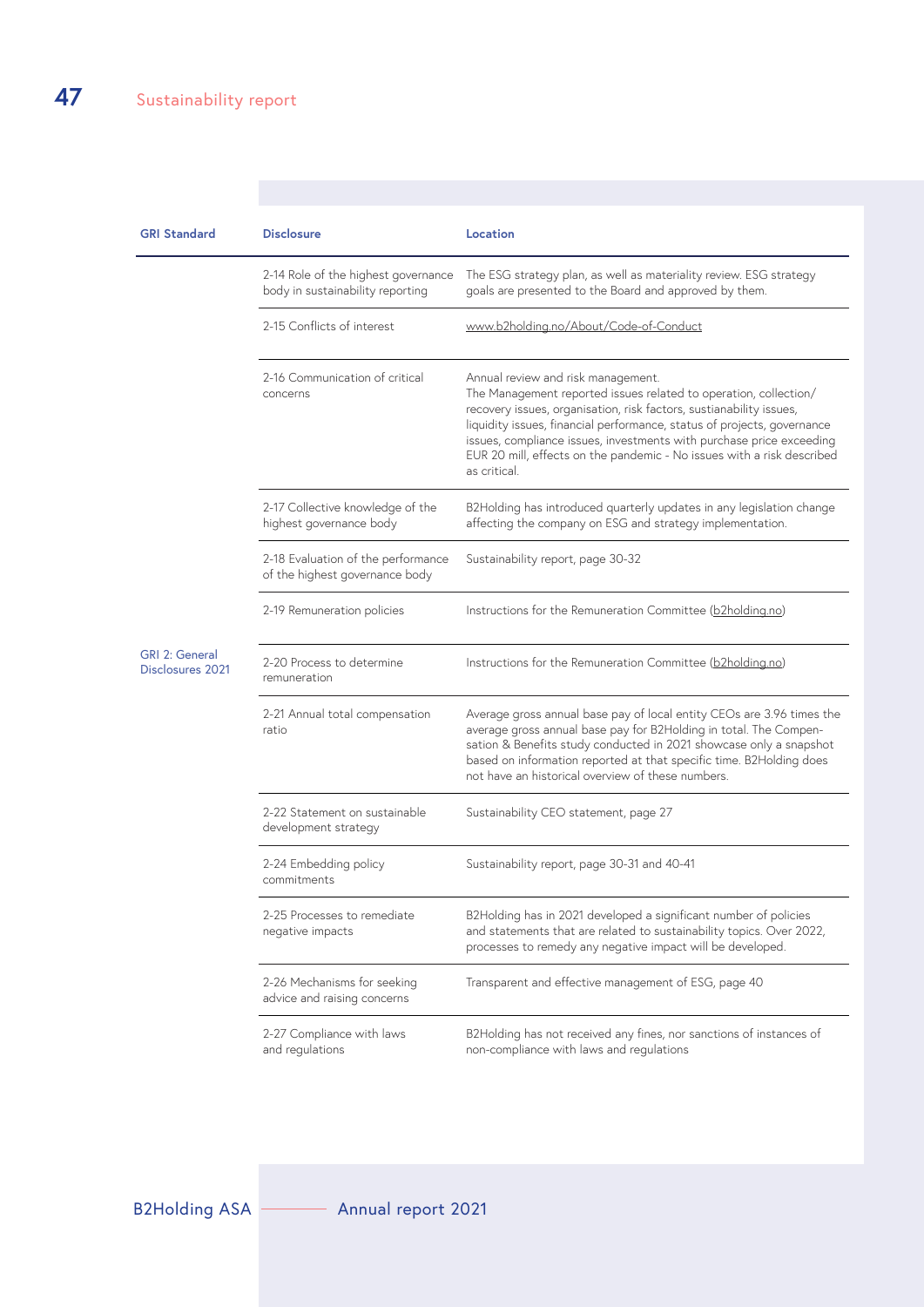| GRI Standard | Disclosure | Location |
|---|---|---|
| GRI 2: General Disclosures 2021 | 2-14 Role of the highest governance body in sustainability reporting | The ESG strategy plan, as well as materiality review. ESG strategy goals are presented to the Board and approved by them. |
| | 2-15 Conflicts of interest | www.b2holding.no/About/Code-of-Conduct |
| | 2-16 Communication of critical concerns | Annual review and risk management. The Management reported issues related to operation, collection/ recovery issues, organisation, risk factors, sustainability issues, liquidity issues, financial performance, status of projects, governance issues, compliance issues, investments with purchase price exceeding EUR 20 mill, effects on the pandemic - No issues with a risk described as critical. |
| | 2-17 Collective knowledge of the highest governance body | B2Holding has introduced quarterly updates in any legislation change affecting the company on ESG and strategy implementation. |
| | 2-18 Evaluation of the performance of the highest governance body | Sustainability report, page 30-32 |
| | 2-19 Remuneration policies | Instructions for the Remuneration Committee (b2holding.no) |
| | 2-20 Process to determine remuneration | Instructions for the Remuneration Committee (b2holding.no) |
| | 2-21 Annual total compensation ratio | Average gross annual base pay of local entity CEOs are 3.96 times the average gross annual base pay for B2Holding in total. The Compensation & Benefits study conducted in 2021 showcase only a snapshot based on information reported at that specific time. B2Holding does not have an historical overview of these numbers. |
| | 2-22 Statement on sustainable development strategy | Sustainability CEO statement, page 27 |
| | 2-24 Embedding policy commitments | Sustainability report, page 30-31 and 40-41 |
| | 2-25 Processes to remediate negative impacts | B2Holding has in 2021 developed a significant number of policies and statements that are related to sustainability topics. Over 2022, processes to remedy any negative impact will be developed. |
| | 2-26 Mechanisms for seeking advice and raising concerns | Transparent and effective management of ESG, page 40 |
| | 2-27 Compliance with laws and regulations | B2Holding has not received any fines, nor sanctions of instances of non-compliance with laws and regulations |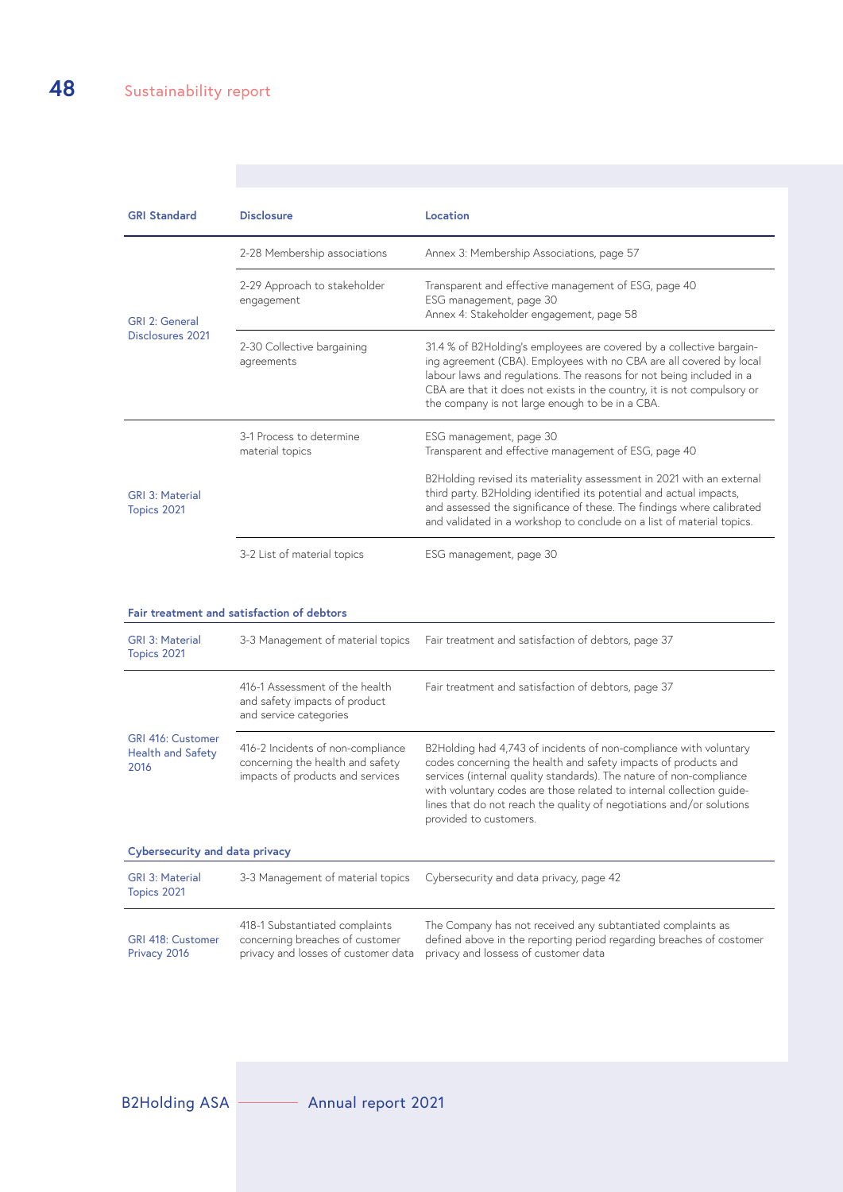| GRI Standard | Disclosure | Location |
|---|---|---|
| GRI 2: General Disclosures 2021 | 2-28 Membership associations | Annex 3: Membership Associations, page 57 |
| | 2-29 Approach to stakeholder engagement | Transparent and effective management of ESG, page 40<br>ESG management, page 30<br>Annex 4: Stakeholder engagement, page 58 |
| | 2-30 Collective bargaining agreements | 31.4 % of B2Holding's employees are covered by a collective bargaining agreement (CBA). Employees with no CBA are all covered by local labour laws and regulations. The reasons for not being included in a CBA are that it does not exists in the country, it is not compulsory or the company is not large enough to be in a CBA. |
| GRI 3: Material Topics 2021 | 3-1 Process to determine material topics | ESG management, page 30<br>Transparent and effective management of ESG, page 40<br><br>B2Holding revised its materiality assessment in 2021 with an external third party. B2Holding identified its potential and actual impacts, and assessed the significance of these. The findings where calibrated and validated in a workshop to conclude on a list of material topics. |
| | 3-2 List of material topics | ESG management, page 30 |
| **Fair treatment and satisfaction of debtors** | | |
| GRI 3: Material Topics 2021 | 3-3 Management of material topics | Fair treatment and satisfaction of debtors, page 37 |
| GRI 416: Customer Health and Safety 2016 | 416-1 Assessment of the health and safety impacts of product and service categories | Fair treatment and satisfaction of debtors, page 37 |
| | 416-2 Incidents of non-compliance concerning the health and safety impacts of products and services | B2Holding had 4,743 of incidents of non-compliance with voluntary codes concerning the health and safety impacts of products and services (internal quality standards). The nature of non-compliance with voluntary codes are those related to internal collection guidelines that do not reach the quality of negotiations and/or solutions provided to customers. |
| **Cybersecurity and data privacy** | | |
| GRI 3: Material Topics 2021 | 3-3 Management of material topics | Cybersecurity and data privacy, page 42 |
| GRI 418: Customer Privacy 2016 | 418-1 Substantiated complaints concerning breaches of customer privacy and losses of customer data | The Company has not received any subtantiated complaints as defined above in the reporting period regarding breaches of costomer privacy and lossess of customer data |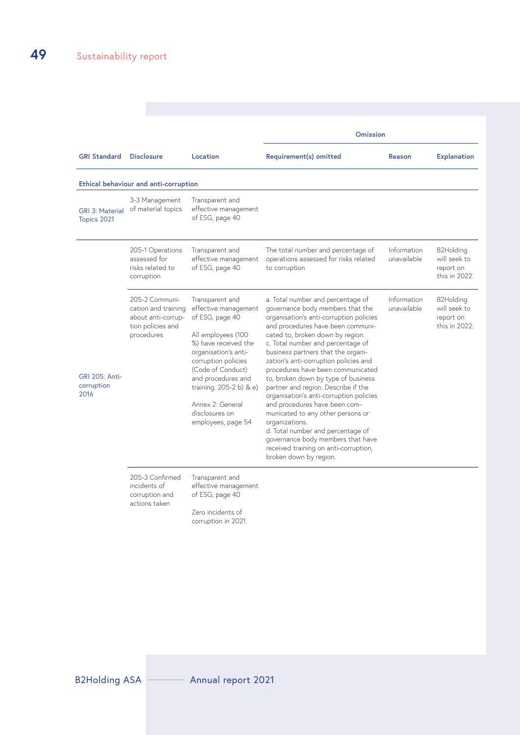| GRI Standard | Disclosure | Location | Omission | | |
|---|---|---|---|---|---|
| | | | Requirement(s) omitted | Reason | Explanation |
| **Ethical behaviour and anti-corruption** | | | | | |
| GRI 3: Material Topics 2021 | 3-3 Management of material topics | Transparent and effective management of ESG, page 40 | | | |
| GRI 205: Anti-corruption 2016 | 205-1 Operations assessed for risks related to corruption | Transparent and effective management of ESG, page 40 | The total number and percentage of operations assessed for risks related to corruption | Information unavailable | B2Holding will seek to report on this in 2022. |
| | 205-2 Communication and training about anti-corruption policies and procedures | Transparent and effective management of ESG, page 40<br><br>All employees (100 %) have received the organisation's anti-corruption policies (Code of Conduct) and procedures and training. 205-2 b) & e)<br><br>Annex 2: General disclosures on employees, page 54 | a. Total number and percentage of governance body members that the organisation's anti-corruption policies and procedures have been communicated to, broken down by region.<br>c. Total number and percentage of business partners that the organization's anti-corruption policies and procedures have been communicated to, broken down by type of business partner and region. Describe if the organisation's anti-corruption policies and procedures have been communicated to any other persons or organizations.<br>d. Total number and percentage of governance body members that have received training on anti-corruption, broken down by region. | Information unavailable | B2Holding will seek to report on this in 2022. |
| | 205-3 Confirmed incidents of corruption and actions taken | Transparent and effective management of ESG, page 40<br><br>Zero incidents of corruption in 2021. | | | |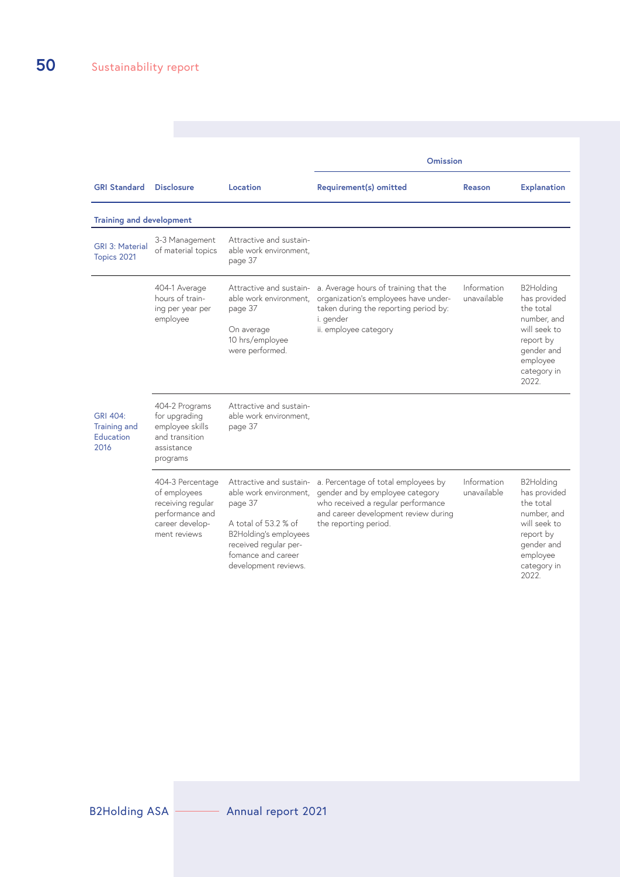| GRI Standard | Disclosure | Location | Omission | | |
|---|---|---|---|---|---|
| | | | Requirement(s) omitted | Reason | Explanation |
| **Training and development** | | | | | |
| GRI 3: Material Topics 2021 | 3-3 Management of material topics | Attractive and sustainable work environment, page 37 | | | |
| GRI 404: Training and Education 2016 | 404-1 Average hours of training per year per employee | Attractive and sustainable work environment, page 37<br><br>On average 10 hrs/employee were performed. | a. Average hours of training that the organization's employees have undertaken during the reporting period by:<br>i. gender<br>ii. employee category | Information unavailable | B2Holding has provided the total number, and will seek to report by gender and employee category in 2022. |
| | 404-2 Programs for upgrading employee skills and transition assistance programs | Attractive and sustainable work environment, page 37 | | | |
| | 404-3 Percentage of employees receiving regular performance and career development reviews | Attractive and sustainable work environment, page 37<br><br>A total of 53.2 % of B2Holding's employees received regular perfomance and career development reviews. | a. Percentage of total employees by gender and by employee category who received a regular performance and career development review during the reporting period. | Information unavailable | B2Holding has provided the total number, and will seek to report by gender and employee category in 2022. |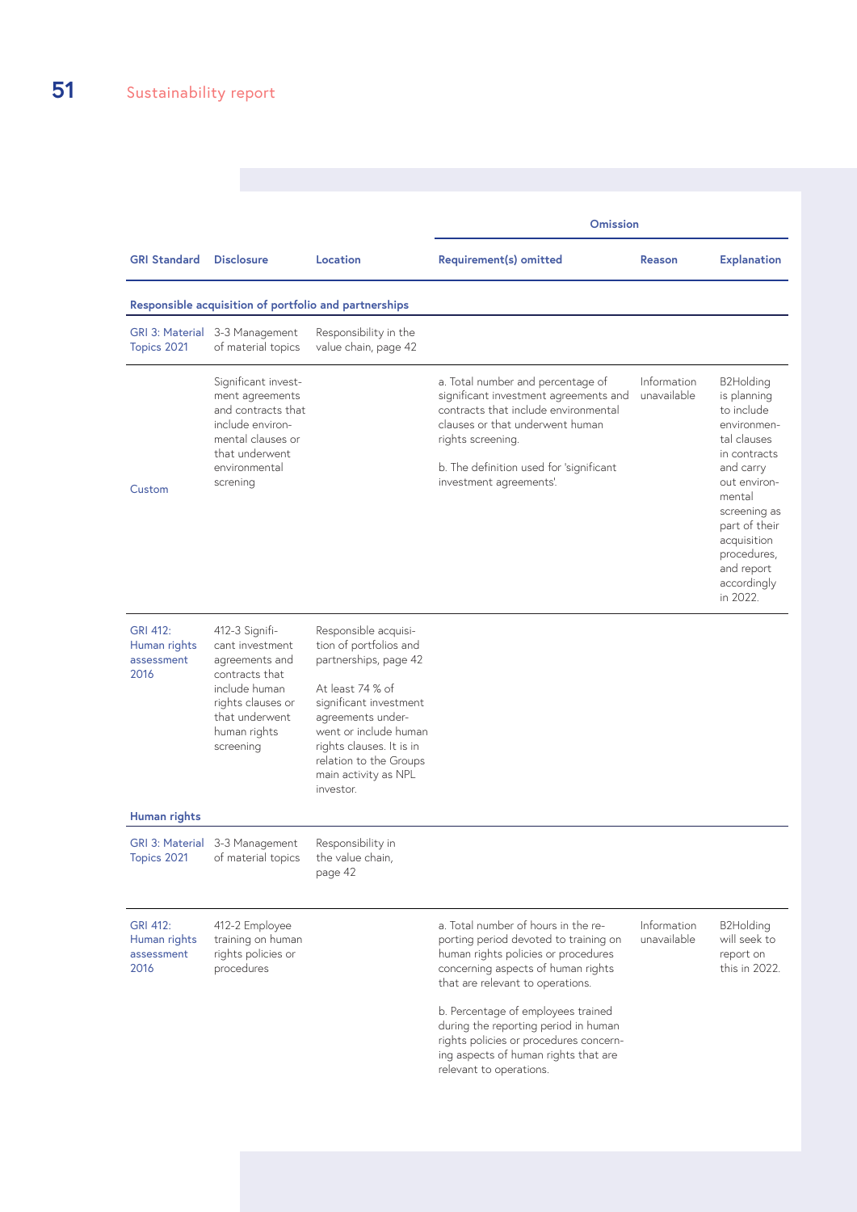| GRI Standard | Disclosure | Location | Omission | | |
|---|---|---|---|---|---|
| | | | Requirement(s) omitted | Reason | Explanation |
| **Responsible acquisition of portfolio and partnerships** | | | | | |
| GRI 3: Material Topics 2021 | 3-3 Management of material topics | Responsibility in the value chain, page 42 | | | |
| Custom | Significant investment agreements and contracts that include environmental clauses or that underwent environmental screning | | a. Total number and percentage of significant investment agreements and contracts that include environmental clauses or that underwent human rights screening.<br><br>b. The definition used for 'significant investment agreements'. | Information unavailable | B2Holding is planning to include environmental clauses in contracts and carry out environmental screening as part of their acquisition procedures, and report accordingly in 2022. |
| GRI 412: Human rights assessment 2016 | 412-3 Significant investment agreements and contracts that include human rights clauses or that underwent human rights screening | Responsible acquisition of portfolios and partnerships, page 42<br><br>At least 74 % of significant investment agreements underwent or include human rights clauses. It is in relation to the Groups main activity as NPL investor. | | | |
| **Human rights** | | | | | |
| GRI 3: Material Topics 2021 | 3-3 Management of material topics | Responsibility in the value chain, page 42 | | | |
| GRI 412: Human rights assessment 2016 | 412-2 Employee training on human rights policies or procedures | | a. Total number of hours in the reporting period devoted to training on human rights policies or procedures concerning aspects of human rights that are relevant to operations.<br><br>b. Percentage of employees trained during the reporting period in human rights policies or procedures concerning aspects of human rights that are relevant to operations. | Information unavailable | B2Holding will seek to report on this in 2022. |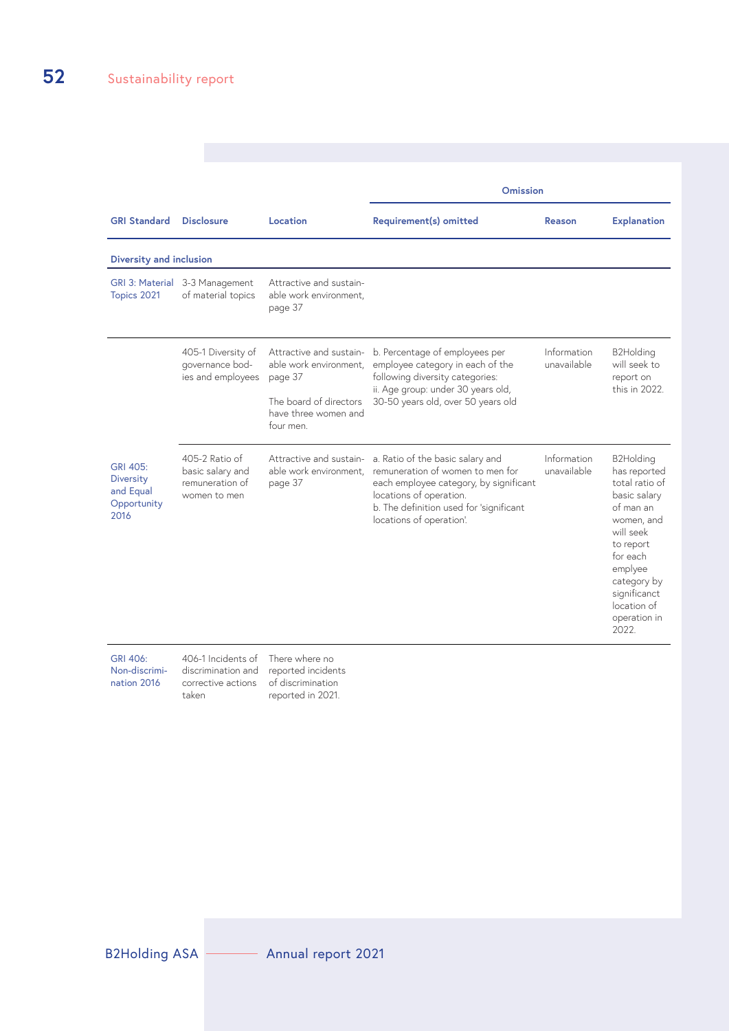| GRI Standard | Disclosure | Location | Omission | | |
|---|---|---|---|---|---|
| | | | Requirement(s) omitted | Reason | Explanation |
| **Diversity and inclusion** | | | | | |
| GRI 3: Material Topics 2021 | 3-3 Management of material topics | Attractive and sustainable work environment, page 37 | | | |
| GRI 405: Diversity and Equal Opportunity 2016 | 405-1 Diversity of governance bodies and employees | Attractive and sustainable work environment, page 37<br><br>The board of directors have three women and four men. | b. Percentage of employees per employee category in each of the following diversity categories:<br>ii. Age group: under 30 years old, 30-50 years old, over 50 years old | Information unavailable | B2Holding will seek to report on this in 2022. |
| | 405-2 Ratio of basic salary and remuneration of women to men | Attractive and sustainable work environment, page 37 | a. Ratio of the basic salary and remuneration of women to men for each employee category, by significant locations of operation.<br>b. The definition used for 'significant locations of operation'. | Information unavailable | B2Holding has reported total ratio of basic salary of man an women, and will seek to report for each emplyee category by significanct location of operation in 2022. |
| GRI 406: Non-discrimination 2016 | 406-1 Incidents of discrimination and corrective actions taken | There where no reported incidents of discrimination reported in 2021. | | | |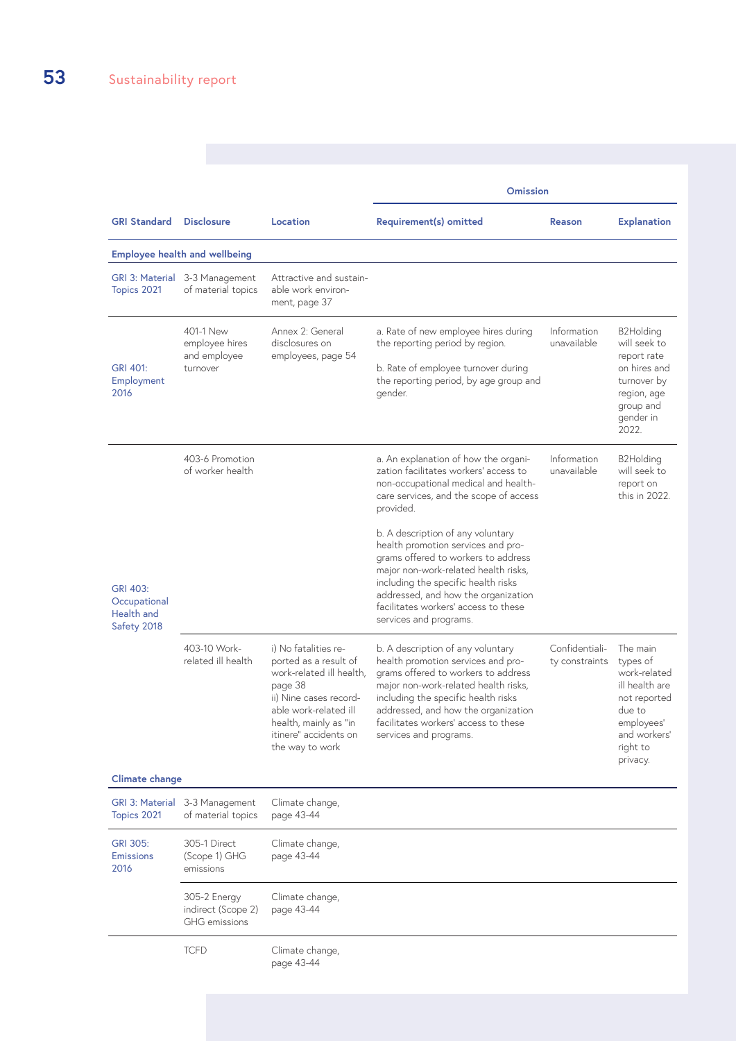| GRI Standard | Disclosure | Location | Omission | | |
|---|---|---|---|---|---|
| | | | Requirement(s) omitted | Reason | Explanation |
| **Employee health and wellbeing** | | | | | |
| GRI 3: Material Topics 2021 | 3-3 Management of material topics | Attractive and sustainable work environment, page 37 | | | |
| GRI 401: Employment 2016 | 401-1 New employee hires and employee turnover | Annex 2: General disclosures on employees, page 54 | a. Rate of new employee hires during the reporting period by region.<br><br>b. Rate of employee turnover during the reporting period, by age group and gender. | Information unavailable | B2Holding will seek to report rate on hires and turnover by region, age group and gender in 2022. |
| GRI 403: Occupational Health and Safety 2018 | 403-6 Promotion of worker health | | a. An explanation of how the organization facilitates workers' access to non-occupational medical and healthcare services, and the scope of access provided.<br><br>b. A description of any voluntary health promotion services and programs offered to workers to address major non-work-related health risks, including the specific health risks addressed, and how the organization facilitates workers' access to these services and programs. | Information unavailable | B2Holding will seek to report on this in 2022. |
| | 403-10 Work-related ill health | i) No fatalities reported as a result of work-related ill health, page 38<br>ii) Nine cases recordable work-related ill health, mainly as "in itinere" accidents on the way to work | b. A description of any voluntary health promotion services and programs offered to workers to address major non-work-related health risks, including the specific health risks addressed, and how the organization facilitates workers' access to these services and programs. | Confidentiality constraints | The main types of work-related ill health are not reported due to employees' and workers' right to privacy. |
| **Climate change** | | | | | |
| GRI 3: Material Topics 2021 | 3-3 Management of material topics | Climate change, page 43-44 | | | |
| GRI 305: Emissions 2016 | 305-1 Direct (Scope 1) GHG emissions | Climate change, page 43-44 | | | |
| | 305-2 Energy indirect (Scope 2) GHG emissions | Climate change, page 43-44 | | | |
| | TCFD | Climate change, page 43-44 | | | |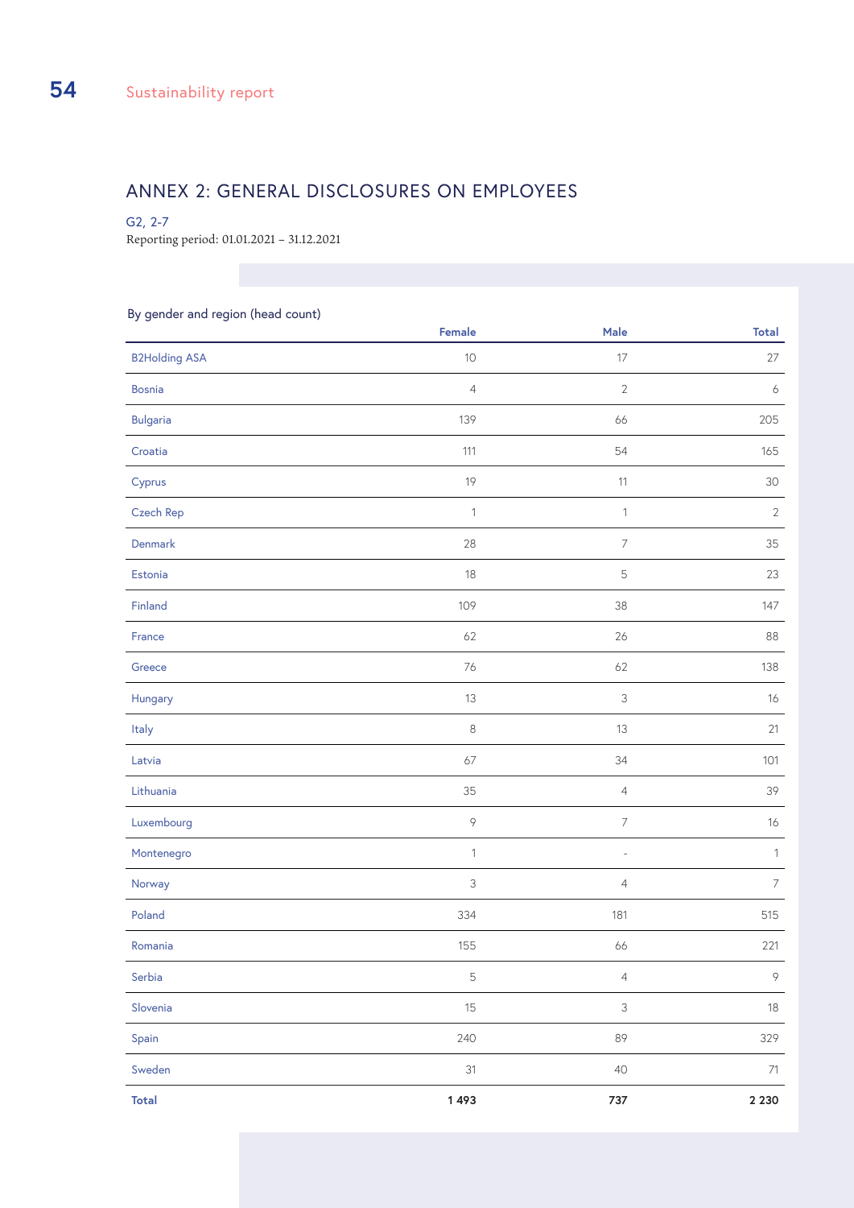## ANNEX 2: GENERAL DISCLOSURES ON EMPLOYEES

G2, 2-7

Reporting period: 01.01.2021 – 31.12.2021

By gender and region (head count)

| | Female | Male | Total |
|---|---|---|---|
| B2Holding ASA | 10 | 17 | 27 |
| Bosnia | 4 | 2 | 6 |
| Bulgaria | 139 | 66 | 205 |
| Croatia | 111 | 54 | 165 |
| Cyprus | 19 | 11 | 30 |
| Czech Rep | 1 | 1 | 2 |
| Denmark | 28 | 7 | 35 |
| Estonia | 18 | 5 | 23 |
| Finland | 109 | 38 | 147 |
| France | 62 | 26 | 88 |
| Greece | 76 | 62 | 138 |
| Hungary | 13 | 3 | 16 |
| Italy | 8 | 13 | 21 |
| Latvia | 67 | 34 | 101 |
| Lithuania | 35 | 4 | 39 |
| Luxembourg | 9 | 7 | 16 |
| Montenegro | 1 | - | 1 |
| Norway | 3 | 4 | 7 |
| Poland | 334 | 181 | 515 |
| Romania | 155 | 66 | 221 |
| Serbia | 5 | 4 | 9 |
| Slovenia | 15 | 3 | 18 |
| Spain | 240 | 89 | 329 |
| Sweden | 31 | 40 | 71 |
| **Total** | **1 493** | **737** | **2 230** |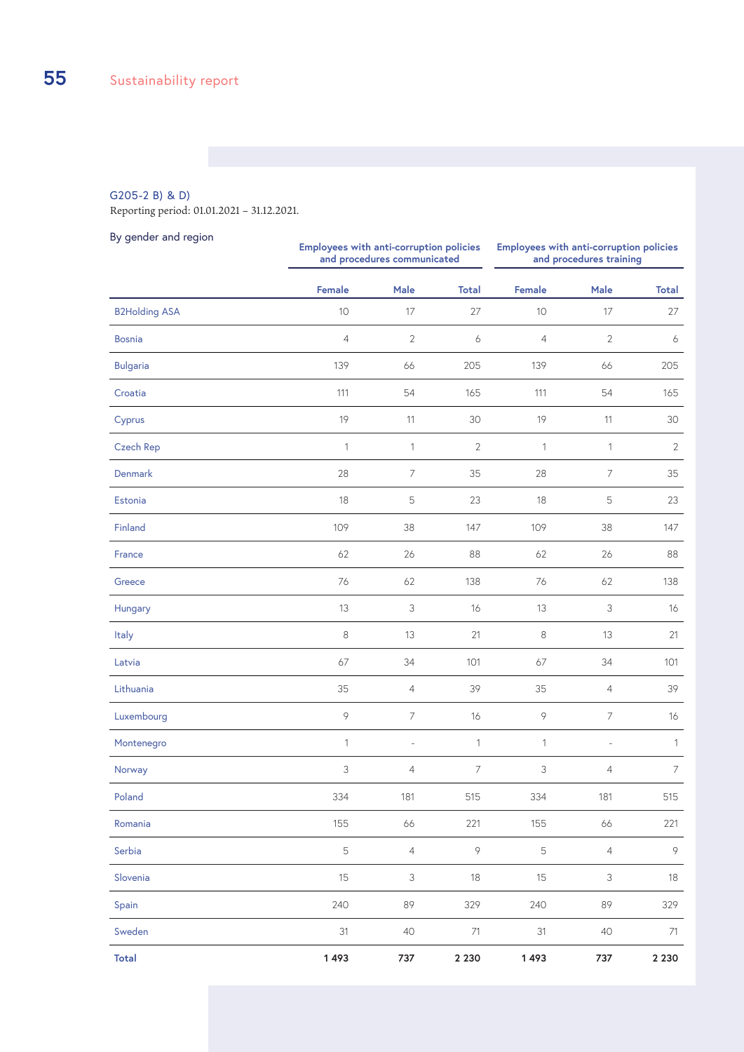G205-2 B) & D)

Reporting period: 01.01.2021 – 31.12.2021.

By gender and region

| | Employees with anti-corruption policies and procedures communicated | | | Employees with anti-corruption policies and procedures training | | |
|---|---|---|---|---|---|---|
| | Female | Male | Total | Female | Male | Total |
| B2Holding ASA | 10 | 17 | 27 | 10 | 17 | 27 |
| Bosnia | 4 | 2 | 6 | 4 | 2 | 6 |
| Bulgaria | 139 | 66 | 205 | 139 | 66 | 205 |
| Croatia | 111 | 54 | 165 | 111 | 54 | 165 |
| Cyprus | 19 | 11 | 30 | 19 | 11 | 30 |
| Czech Rep | 1 | 1 | 2 | 1 | 1 | 2 |
| Denmark | 28 | 7 | 35 | 28 | 7 | 35 |
| Estonia | 18 | 5 | 23 | 18 | 5 | 23 |
| Finland | 109 | 38 | 147 | 109 | 38 | 147 |
| France | 62 | 26 | 88 | 62 | 26 | 88 |
| Greece | 76 | 62 | 138 | 76 | 62 | 138 |
| Hungary | 13 | 3 | 16 | 13 | 3 | 16 |
| Italy | 8 | 13 | 21 | 8 | 13 | 21 |
| Latvia | 67 | 34 | 101 | 67 | 34 | 101 |
| Lithuania | 35 | 4 | 39 | 35 | 4 | 39 |
| Luxembourg | 9 | 7 | 16 | 9 | 7 | 16 |
| Montenegro | 1 | - | 1 | 1 | - | 1 |
| Norway | 3 | 4 | 7 | 3 | 4 | 7 |
| Poland | 334 | 181 | 515 | 334 | 181 | 515 |
| Romania | 155 | 66 | 221 | 155 | 66 | 221 |
| Serbia | 5 | 4 | 9 | 5 | 4 | 9 |
| Slovenia | 15 | 3 | 18 | 15 | 3 | 18 |
| Spain | 240 | 89 | 329 | 240 | 89 | 329 |
| Sweden | 31 | 40 | 71 | 31 | 40 | 71 |
| **Total** | **1 493** | **737** | **2 230** | **1 493** | **737** | **2 230** |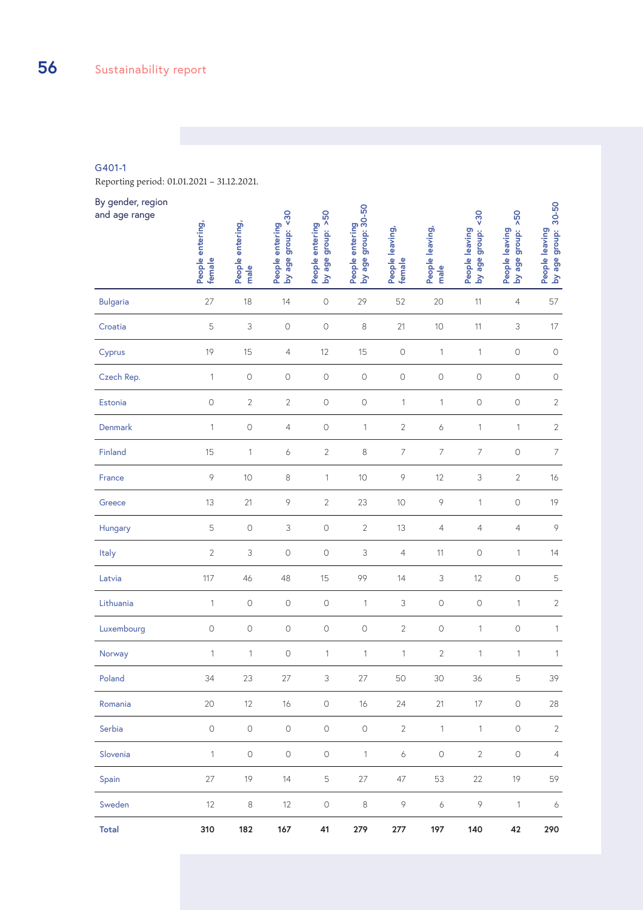G401-1

Reporting period: 01.01.2021 – 31.12.2021.

| By gender, region and age range | People entering, female | People entering, male | People entering by age group: <30 | People entering by age group: >50 | People entering by age group: 30-50 | People leaving, female | People leaving, male | People leaving by age group: <30 | People leaving by age group: >50 | People leaving by age group: 30-50 |
|---|---|---|---|---|---|---|---|---|---|---|
| Bulgaria | 27 | 18 | 14 | 0 | 29 | 52 | 20 | 11 | 4 | 57 |
| Croatia | 5 | 3 | 0 | 0 | 8 | 21 | 10 | 11 | 3 | 17 |
| Cyprus | 19 | 15 | 4 | 12 | 15 | 0 | 1 | 1 | 0 | 0 |
| Czech Rep. | 1 | 0 | 0 | 0 | 0 | 0 | 0 | 0 | 0 | 0 |
| Estonia | 0 | 2 | 2 | 0 | 0 | 1 | 1 | 0 | 0 | 2 |
| Denmark | 1 | 0 | 4 | 0 | 1 | 2 | 6 | 1 | 1 | 2 |
| Finland | 15 | 1 | 6 | 2 | 8 | 7 | 7 | 7 | 0 | 7 |
| France | 9 | 10 | 8 | 1 | 10 | 9 | 12 | 3 | 2 | 16 |
| Greece | 13 | 21 | 9 | 2 | 23 | 10 | 9 | 1 | 0 | 19 |
| Hungary | 5 | 0 | 3 | 0 | 2 | 13 | 4 | 4 | 4 | 9 |
| Italy | 2 | 3 | 0 | 0 | 3 | 4 | 11 | 0 | 1 | 14 |
| Latvia | 117 | 46 | 48 | 15 | 99 | 14 | 3 | 12 | 0 | 5 |
| Lithuania | 1 | 0 | 0 | 0 | 1 | 3 | 0 | 0 | 1 | 2 |
| Luxembourg | 0 | 0 | 0 | 0 | 0 | 2 | 0 | 1 | 0 | 1 |
| Norway | 1 | 1 | 0 | 1 | 1 | 1 | 2 | 1 | 1 | 1 |
| Poland | 34 | 23 | 27 | 3 | 27 | 50 | 30 | 36 | 5 | 39 |
| Romania | 20 | 12 | 16 | 0 | 16 | 24 | 21 | 17 | 0 | 28 |
| Serbia | 0 | 0 | 0 | 0 | 0 | 2 | 1 | 1 | 0 | 2 |
| Slovenia | 1 | 0 | 0 | 0 | 1 | 6 | 0 | 2 | 0 | 4 |
| Spain | 27 | 19 | 14 | 5 | 27 | 47 | 53 | 22 | 19 | 59 |
| Sweden | 12 | 8 | 12 | 0 | 8 | 9 | 6 | 9 | 1 | 6 |
| **Total** | **310** | **182** | **167** | **41** | **279** | **277** | **197** | **140** | **42** | **290** |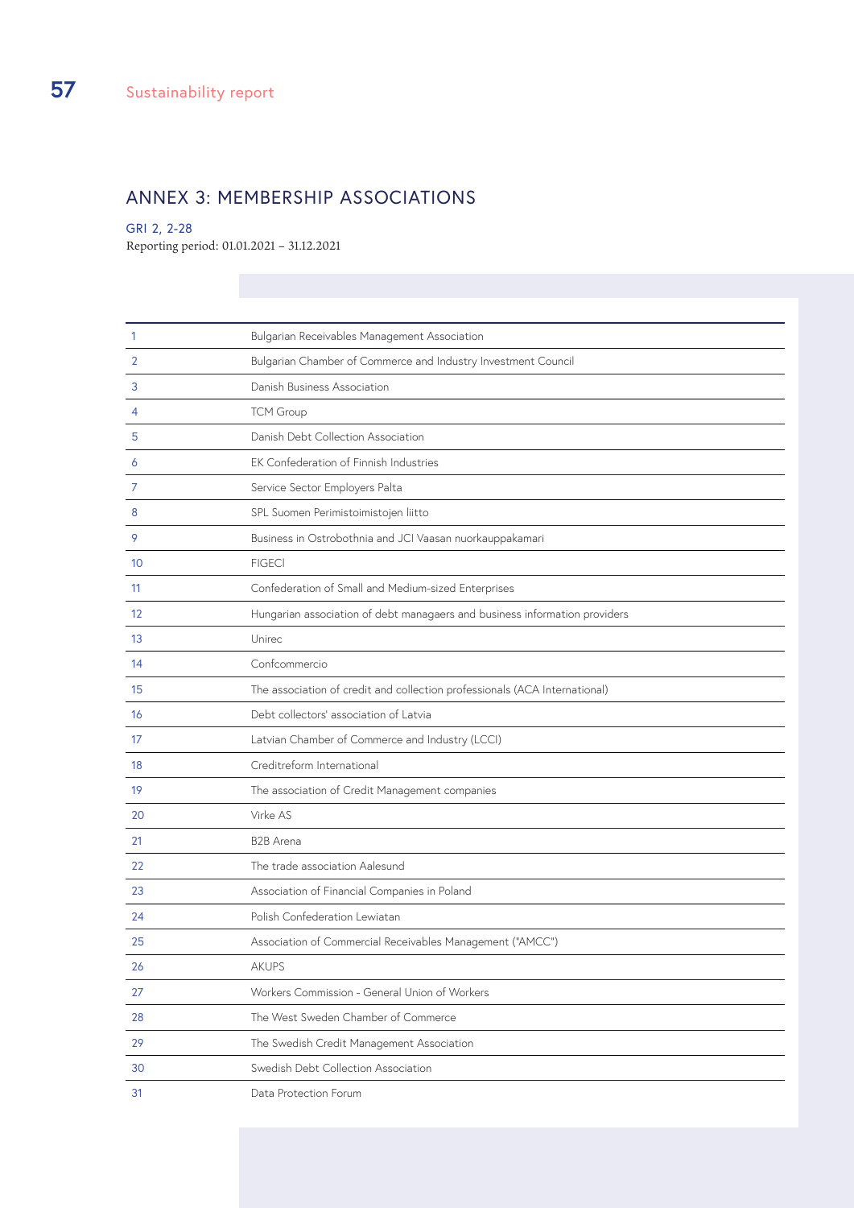## ANNEX 3: MEMBERSHIP ASSOCIATIONS

GRI 2, 2-28

Reporting period: 01.01.2021 – 31.12.2021

| | |
|---|---|
| 1 | Bulgarian Receivables Management Association |
| 2 | Bulgarian Chamber of Commerce and Industry Investment Council |
| 3 | Danish Business Association |
| 4 | TCM Group |
| 5 | Danish Debt Collection Association |
| 6 | EK Confederation of Finnish Industries |
| 7 | Service Sector Employers Palta |
| 8 | SPL Suomen Perimistoimistojen liitto |
| 9 | Business in Ostrobothnia and JCI Vaasan nuorkauppakamari |
| 10 | FIGECI |
| 11 | Confederation of Small and Medium-sized Enterprises |
| 12 | Hungarian association of debt managaers and business information providers |
| 13 | Unirec |
| 14 | Confcommercio |
| 15 | The association of credit and collection professionals (ACA International) |
| 16 | Debt collectors' association of Latvia |
| 17 | Latvian Chamber of Commerce and Industry (LCCI) |
| 18 | Creditreform International |
| 19 | The association of Credit Management companies |
| 20 | Virke AS |
| 21 | B2B Arena |
| 22 | The trade association Aalesund |
| 23 | Association of Financial Companies in Poland |
| 24 | Polish Confederation Lewiatan |
| 25 | Association of Commercial Receivables Management ("AMCC") |
| 26 | AKUPS |
| 27 | Workers Commission - General Union of Workers |
| 28 | The West Sweden Chamber of Commerce |
| 29 | The Swedish Credit Management Association |
| 30 | Swedish Debt Collection Association |
| 31 | Data Protection Forum |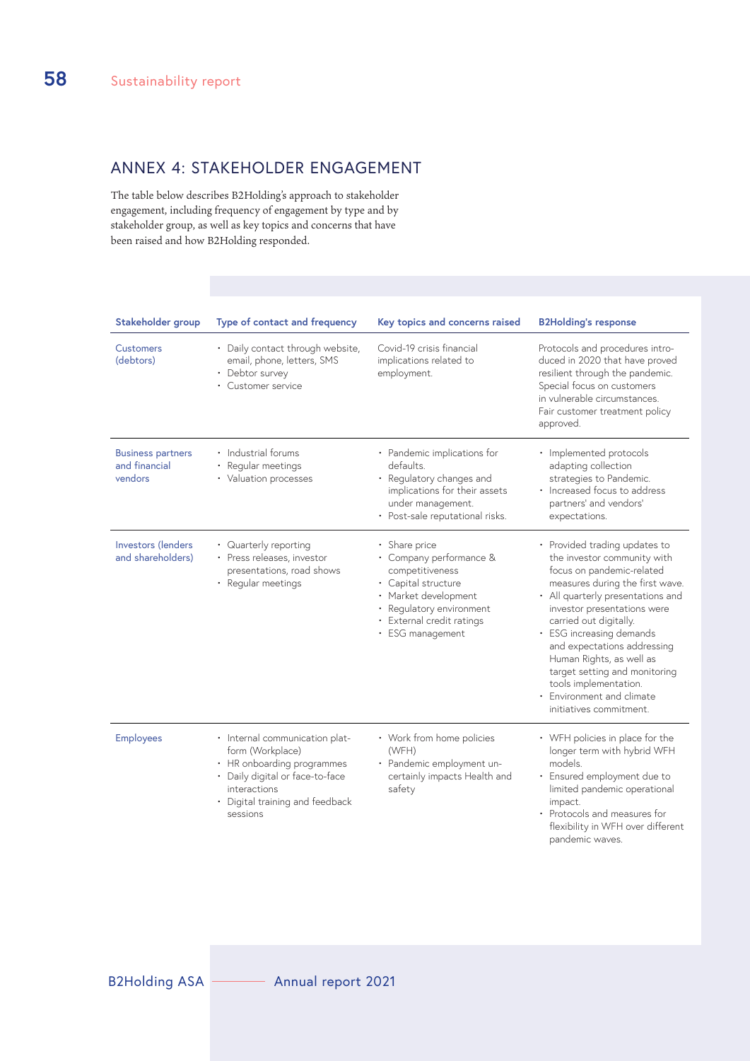## ANNEX 4: STAKEHOLDER ENGAGEMENT

The table below describes B2Holding's approach to stakeholder engagement, including frequency of engagement by type and by stakeholder group, as well as key topics and concerns that have been raised and how B2Holding responded.

| Stakeholder group | Type of contact and frequency | Key topics and concerns raised | B2Holding's response |
|---|---|---|---|
| Customers (debtors) | • Daily contact through website, email, phone, letters, SMS<br>• Debtor survey<br>• Customer service | Covid-19 crisis financial implications related to employment. | Protocols and procedures introduced in 2020 that have proved resilient through the pandemic. Special focus on customers in vulnerable circumstances. Fair customer treatment policy approved. |
| Business partners and financial vendors | • Industrial forums<br>• Regular meetings<br>• Valuation processes | • Pandemic implications for defaults.<br>• Regulatory changes and implications for their assets under management.<br>• Post-sale reputational risks. | • Implemented protocols adapting collection strategies to Pandemic.<br>• Increased focus to address partners' and vendors' expectations. |
| Investors (lenders and shareholders) | • Quarterly reporting<br>• Press releases, investor presentations, road shows<br>• Regular meetings | • Share price<br>• Company performance & competitiveness<br>• Capital structure<br>• Market development<br>• Regulatory environment<br>• External credit ratings<br>• ESG management | • Provided trading updates to the investor community with focus on pandemic-related measures during the first wave.<br>• All quarterly presentations and investor presentations were carried out digitally.<br>• ESG increasing demands and expectations addressing Human Rights, as well as target setting and monitoring tools implementation.<br>• Environment and climate initiatives commitment. |
| Employees | • Internal communication platform (Workplace)<br>• HR onboarding programmes<br>• Daily digital or face-to-face interactions<br>• Digital training and feedback sessions | • Work from home policies (WFH)<br>• Pandemic employment uncertainly impacts Health and safety | • WFH policies in place for the longer term with hybrid WFH models.<br>• Ensured employment due to limited pandemic operational impact.<br>• Protocols and measures for flexibility in WFH over different pandemic waves. |